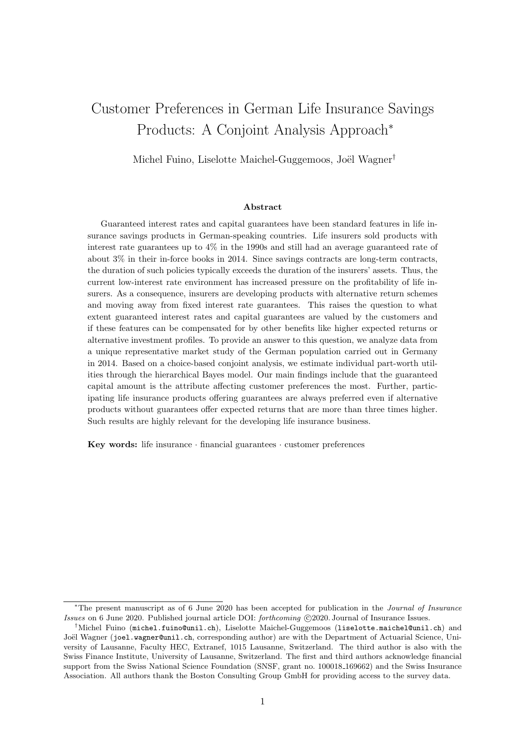# Customer Preferences in German Life Insurance Savings Products: A Conjoint Analysis Approach*

Michel Fuino, Liselotte Maichel-Guggemoos, Joël Wagner†

### Abstract

Guaranteed interest rates and capital guarantees have been standard features in life insurance savings products in German-speaking countries. Life insurers sold products with interest rate guarantees up to 4% in the 1990s and still had an average guaranteed rate of about 3% in their in-force books in 2014. Since savings contracts are long-term contracts, the duration of such policies typically exceeds the duration of the insurers' assets. Thus, the current low-interest rate environment has increased pressure on the profitability of life insurers. As a consequence, insurers are developing products with alternative return schemes and moving away from fixed interest rate guarantees. This raises the question to what extent guaranteed interest rates and capital guarantees are valued by the customers and if these features can be compensated for by other benefits like higher expected returns or alternative investment profiles. To provide an answer to this question, we analyze data from a unique representative market study of the German population carried out in Germany in 2014. Based on a choice-based conjoint analysis, we estimate individual part-worth utilities through the hierarchical Bayes model. Our main findings include that the guaranteed capital amount is the attribute affecting customer preferences the most. Further, participating life insurance products offering guarantees are always preferred even if alternative products without guarantees offer expected returns that are more than three times higher. Such results are highly relevant for the developing life insurance business.

**Key words:** life insurance · financial guarantees · customer preferences

---

*The present manuscript as of 6 June 2020 has been accepted for publication in the *Journal of Insurance Issues* on 6 June 2020. Published journal article DOI: *forthcoming* ©2020. Journal of Insurance Issues.

†Michel Fuino (michel.fuino@unil.ch), Liselotte Maichel-Guggemoos (liselotte.maichel@unil.ch) and Joël Wagner (joel.wagner@unil.ch, corresponding author) are with the Department of Actuarial Science, University of Lausanne, Faculty HEC, Extranef, 1015 Lausanne, Switzerland. The third author is also with the Swiss Finance Institute, University of Lausanne, Switzerland. The first and third authors acknowledge financial support from the Swiss National Science Foundation (SNSF, grant no. 100018_169662) and the Swiss Insurance Association. All authors thank the Boston Consulting Group GmbH for providing access to the survey data.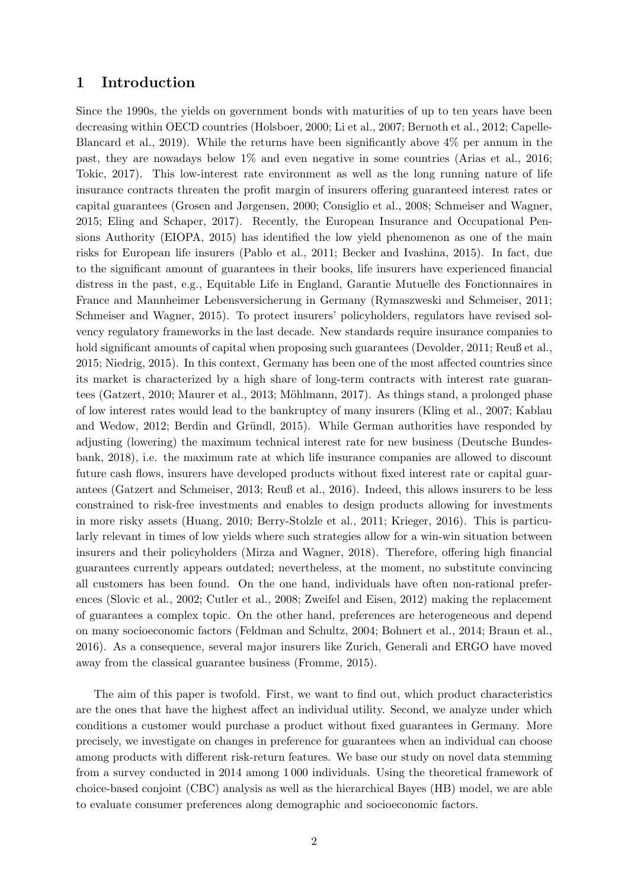# 1 Introduction

Since the 1990s, the yields on government bonds with maturities of up to ten years have been decreasing within OECD countries (Holsboer, 2000; Li et al., 2007; Bernoth et al., 2012; Capelle-Blancard et al., 2019). While the returns have been significantly above 4% per annum in the past, they are nowadays below 1% and even negative in some countries (Arias et al., 2016; Tokic, 2017). This low-interest rate environment as well as the long running nature of life insurance contracts threaten the profit margin of insurers offering guaranteed interest rates or capital guarantees (Grosen and Jørgensen, 2000; Consiglio et al., 2008; Schmeiser and Wagner, 2015; Eling and Schaper, 2017). Recently, the European Insurance and Occupational Pensions Authority (EIOPA, 2015) has identified the low yield phenomenon as one of the main risks for European life insurers (Pablo et al., 2011; Becker and Ivashina, 2015). In fact, due to the significant amount of guarantees in their books, life insurers have experienced financial distress in the past, e.g., Equitable Life in England, Garantie Mutuelle des Fonctionnaires in France and Mannheimer Lebensversicherung in Germany (Rymaszweski and Schmeiser, 2011; Schmeiser and Wagner, 2015). To protect insurers' policyholders, regulators have revised solvency regulatory frameworks in the last decade. New standards require insurance companies to hold significant amounts of capital when proposing such guarantees (Devolder, 2011; Reuß et al., 2015; Niedrig, 2015). In this context, Germany has been one of the most affected countries since its market is characterized by a high share of long-term contracts with interest rate guarantees (Gatzert, 2010; Maurer et al., 2013; Möhlmann, 2017). As things stand, a prolonged phase of low interest rates would lead to the bankruptcy of many insurers (Kling et al., 2007; Kablau and Wedow, 2012; Berdin and Gründl, 2015). While German authorities have responded by adjusting (lowering) the maximum technical interest rate for new business (Deutsche Bundesbank, 2018), i.e. the maximum rate at which life insurance companies are allowed to discount future cash flows, insurers have developed products without fixed interest rate or capital guarantees (Gatzert and Schmeiser, 2013; Reuß et al., 2016). Indeed, this allows insurers to be less constrained to risk-free investments and enables to design products allowing for investments in more risky assets (Huang, 2010; Berry-Stolzle et al., 2011; Krieger, 2016). This is particularly relevant in times of low yields where such strategies allow for a win-win situation between insurers and their policyholders (Mirza and Wagner, 2018). Therefore, offering high financial guarantees currently appears outdated; nevertheless, at the moment, no substitute convincing all customers has been found. On the one hand, individuals have often non-rational preferences (Slovic et al., 2002; Cutler et al., 2008; Zweifel and Eisen, 2012) making the replacement of guarantees a complex topic. On the other hand, preferences are heterogeneous and depend on many socioeconomic factors (Feldman and Schultz, 2004; Bohnert et al., 2014; Braun et al., 2016). As a consequence, several major insurers like Zurich, Generali and ERGO have moved away from the classical guarantee business (Fromme, 2015).

The aim of this paper is twofold. First, we want to find out, which product characteristics are the ones that have the highest affect an individual utility. Second, we analyze under which conditions a customer would purchase a product without fixed guarantees in Germany. More precisely, we investigate on changes in preference for guarantees when an individual can choose among products with different risk-return features. We base our study on novel data stemming from a survey conducted in 2014 among 1 000 individuals. Using the theoretical framework of choice-based conjoint (CBC) analysis as well as the hierarchical Bayes (HB) model, we are able to evaluate consumer preferences along demographic and socioeconomic factors.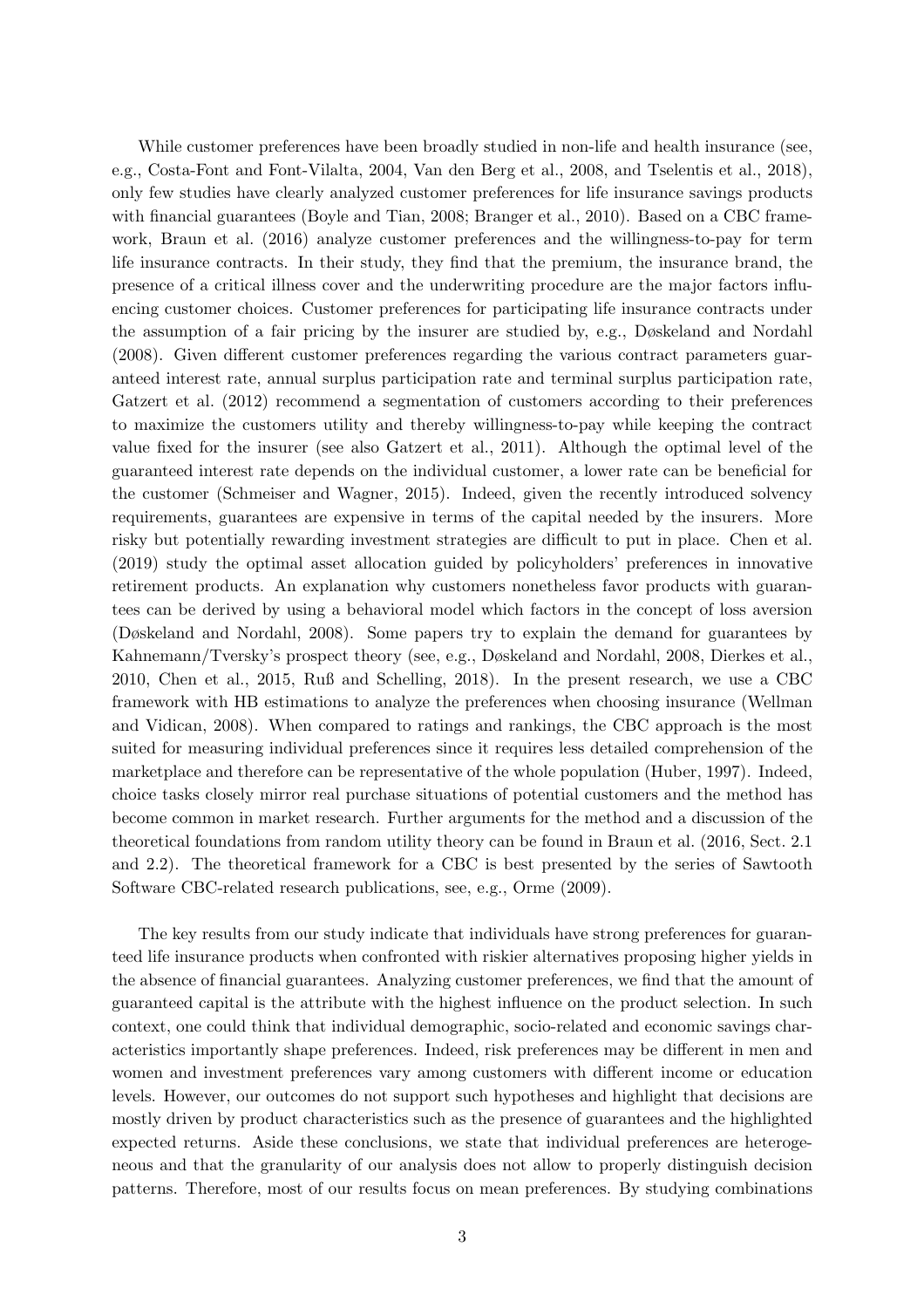While customer preferences have been broadly studied in non-life and health insurance (see, e.g., Costa-Font and Font-Vilalta, 2004, Van den Berg et al., 2008, and Tselentis et al., 2018), only few studies have clearly analyzed customer preferences for life insurance savings products with financial guarantees (Boyle and Tian, 2008; Branger et al., 2010). Based on a CBC framework, Braun et al. (2016) analyze customer preferences and the willingness-to-pay for term life insurance contracts. In their study, they find that the premium, the insurance brand, the presence of a critical illness cover and the underwriting procedure are the major factors influencing customer choices. Customer preferences for participating life insurance contracts under the assumption of a fair pricing by the insurer are studied by, e.g., Døskeland and Nordahl (2008). Given different customer preferences regarding the various contract parameters guaranteed interest rate, annual surplus participation rate and terminal surplus participation rate, Gatzert et al. (2012) recommend a segmentation of customers according to their preferences to maximize the customers utility and thereby willingness-to-pay while keeping the contract value fixed for the insurer (see also Gatzert et al., 2011). Although the optimal level of the guaranteed interest rate depends on the individual customer, a lower rate can be beneficial for the customer (Schmeiser and Wagner, 2015). Indeed, given the recently introduced solvency requirements, guarantees are expensive in terms of the capital needed by the insurers. More risky but potentially rewarding investment strategies are difficult to put in place. Chen et al. (2019) study the optimal asset allocation guided by policyholders' preferences in innovative retirement products. An explanation why customers nonetheless favor products with guarantees can be derived by using a behavioral model which factors in the concept of loss aversion (Døskeland and Nordahl, 2008). Some papers try to explain the demand for guarantees by Kahnemann/Tversky's prospect theory (see, e.g., Døskeland and Nordahl, 2008, Dierkes et al., 2010, Chen et al., 2015, Ruß and Schelling, 2018). In the present research, we use a CBC framework with HB estimations to analyze the preferences when choosing insurance (Wellman and Vidican, 2008). When compared to ratings and rankings, the CBC approach is the most suited for measuring individual preferences since it requires less detailed comprehension of the marketplace and therefore can be representative of the whole population (Huber, 1997). Indeed, choice tasks closely mirror real purchase situations of potential customers and the method has become common in market research. Further arguments for the method and a discussion of the theoretical foundations from random utility theory can be found in Braun et al. (2016, Sect. 2.1 and 2.2). The theoretical framework for a CBC is best presented by the series of Sawtooth Software CBC-related research publications, see, e.g., Orme (2009).

The key results from our study indicate that individuals have strong preferences for guaranteed life insurance products when confronted with riskier alternatives proposing higher yields in the absence of financial guarantees. Analyzing customer preferences, we find that the amount of guaranteed capital is the attribute with the highest influence on the product selection. In such context, one could think that individual demographic, socio-related and economic savings characteristics importantly shape preferences. Indeed, risk preferences may be different in men and women and investment preferences vary among customers with different income or education levels. However, our outcomes do not support such hypotheses and highlight that decisions are mostly driven by product characteristics such as the presence of guarantees and the highlighted expected returns. Aside these conclusions, we state that individual preferences are heterogeneous and that the granularity of our analysis does not allow to properly distinguish decision patterns. Therefore, most of our results focus on mean preferences. By studying combinations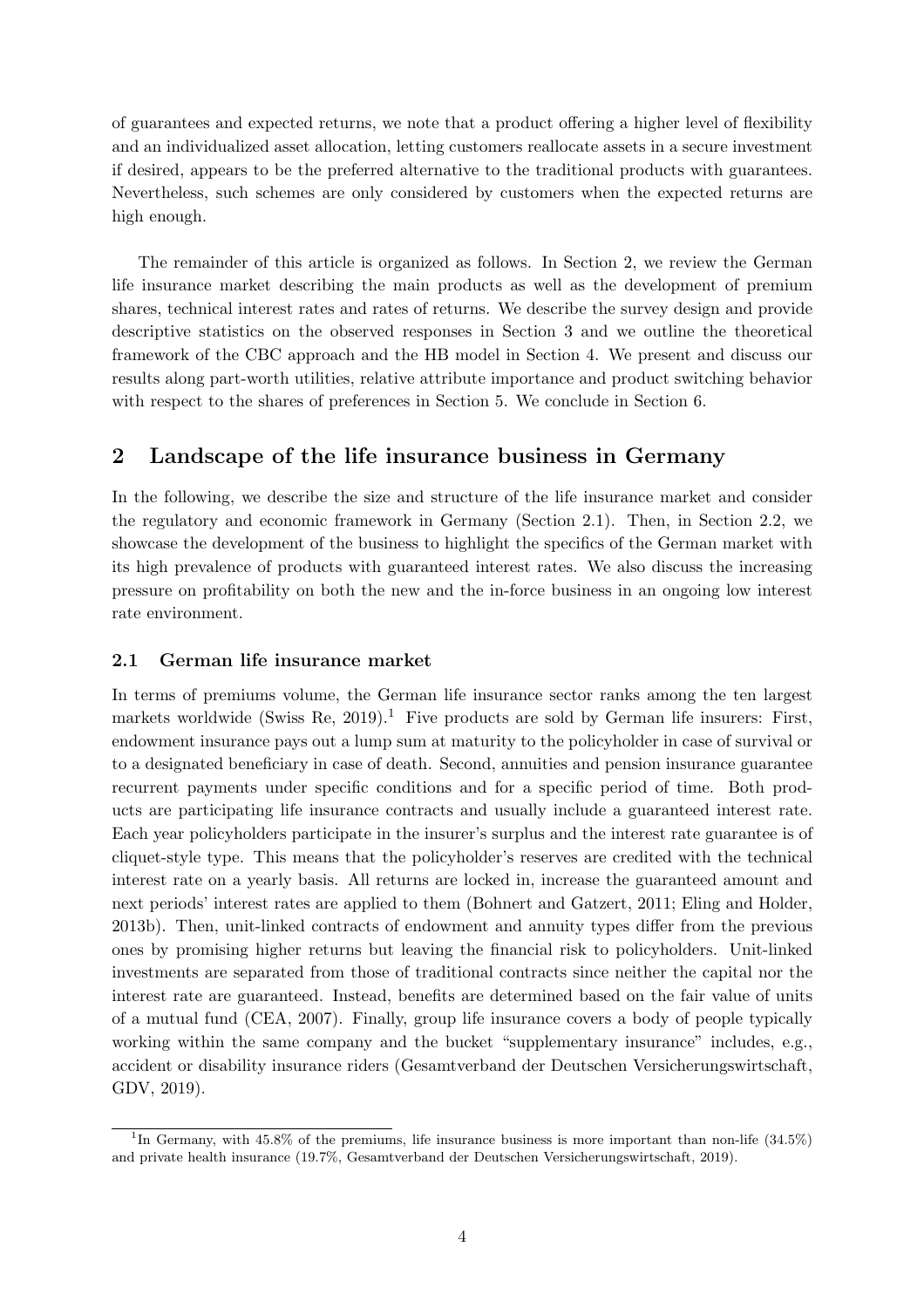of guarantees and expected returns, we note that a product offering a higher level of flexibility and an individualized asset allocation, letting customers reallocate assets in a secure investment if desired, appears to be the preferred alternative to the traditional products with guarantees. Nevertheless, such schemes are only considered by customers when the expected returns are high enough.

The remainder of this article is organized as follows. In Section 2, we review the German life insurance market describing the main products as well as the development of premium shares, technical interest rates and rates of returns. We describe the survey design and provide descriptive statistics on the observed responses in Section 3 and we outline the theoretical framework of the CBC approach and the HB model in Section 4. We present and discuss our results along part-worth utilities, relative attribute importance and product switching behavior with respect to the shares of preferences in Section 5. We conclude in Section 6.

## 2 Landscape of the life insurance business in Germany

In the following, we describe the size and structure of the life insurance market and consider the regulatory and economic framework in Germany (Section 2.1). Then, in Section 2.2, we showcase the development of the business to highlight the specifics of the German market with its high prevalence of products with guaranteed interest rates. We also discuss the increasing pressure on profitability on both the new and the in-force business in an ongoing low interest rate environment.

### 2.1 German life insurance market

In terms of premiums volume, the German life insurance sector ranks among the ten largest markets worldwide (Swiss Re, 2019).[1] Five products are sold by German life insurers: First, endowment insurance pays out a lump sum at maturity to the policyholder in case of survival or to a designated beneficiary in case of death. Second, annuities and pension insurance guarantee recurrent payments under specific conditions and for a specific period of time. Both products are participating life insurance contracts and usually include a guaranteed interest rate. Each year policyholders participate in the insurer's surplus and the interest rate guarantee is of cliquet-style type. This means that the policyholder's reserves are credited with the technical interest rate on a yearly basis. All returns are locked in, increase the guaranteed amount and next periods' interest rates are applied to them (Bohnert and Gatzert, 2011; Eling and Holder, 2013b). Then, unit-linked contracts of endowment and annuity types differ from the previous ones by promising higher returns but leaving the financial risk to policyholders. Unit-linked investments are separated from those of traditional contracts since neither the capital nor the interest rate are guaranteed. Instead, benefits are determined based on the fair value of units of a mutual fund (CEA, 2007). Finally, group life insurance covers a body of people typically working within the same company and the bucket "supplementary insurance" includes, e.g., accident or disability insurance riders (Gesamtverband der Deutschen Versicherungswirtschaft, GDV, 2019).

[1] In Germany, with 45.8% of the premiums, life insurance business is more important than non-life (34.5%) and private health insurance (19.7%, Gesamtverband der Deutschen Versicherungswirtschaft, 2019).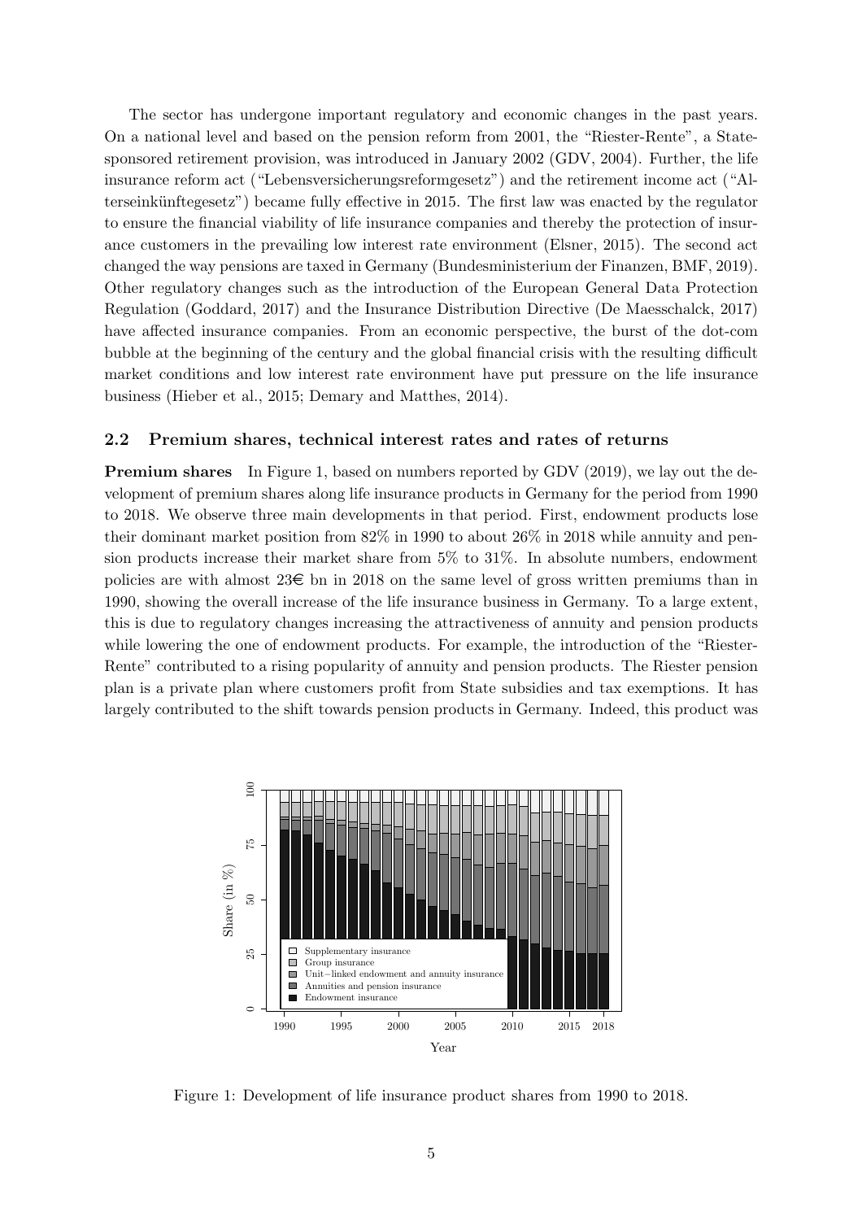The sector has undergone important regulatory and economic changes in the past years. On a national level and based on the pension reform from 2001, the "Riester-Rente", a State-sponsored retirement provision, was introduced in January 2002 (GDV, 2004). Further, the life insurance reform act ("Lebensversicherungsreformgesetz") and the retirement income act ("Alterseinkünftegesetz") became fully effective in 2015. The first law was enacted by the regulator to ensure the financial viability of life insurance companies and thereby the protection of insurance customers in the prevailing low interest rate environment (Elsner, 2015). The second act changed the way pensions are taxed in Germany (Bundesministerium der Finanzen, BMF, 2019). Other regulatory changes such as the introduction of the European General Data Protection Regulation (Goddard, 2017) and the Insurance Distribution Directive (De Maesschalck, 2017) have affected insurance companies. From an economic perspective, the burst of the dot-com bubble at the beginning of the century and the global financial crisis with the resulting difficult market conditions and low interest rate environment have put pressure on the life insurance business (Hieber et al., 2015; Demary and Matthes, 2014).

## 2.2 Premium shares, technical interest rates and rates of returns

**Premium shares** In Figure 1, based on numbers reported by GDV (2019), we lay out the development of premium shares along life insurance products in Germany for the period from 1990 to 2018. We observe three main developments in that period. First, endowment products lose their dominant market position from 82% in 1990 to about 26% in 2018 while annuity and pension products increase their market share from 5% to 31%. In absolute numbers, endowment policies are with almost 23€ bn in 2018 on the same level of gross written premiums than in 1990, showing the overall increase of the life insurance business in Germany. To a large extent, this is due to regulatory changes increasing the attractiveness of annuity and pension products while lowering the one of endowment products. For example, the introduction of the "Riester-Rente" contributed to a rising popularity of annuity and pension products. The Riester pension plan is a private plan where customers profit from State subsidies and tax exemptions. It has largely contributed to the shift towards pension products in Germany. Indeed, this product was

Figure 1: Development of life insurance product shares from 1990 to 2018.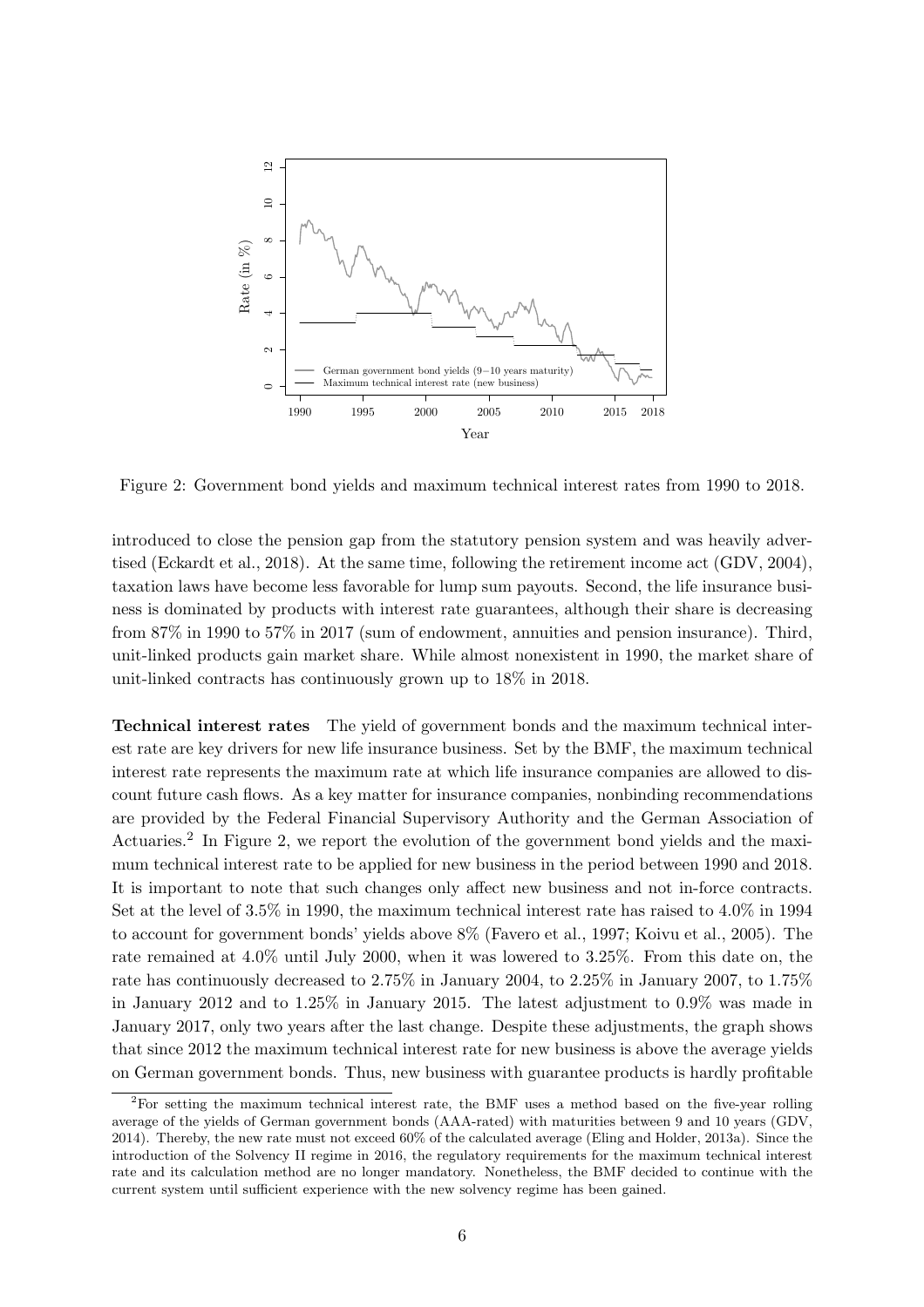Figure 2: Government bond yields and maximum technical interest rates from 1990 to 2018.

introduced to close the pension gap from the statutory pension system and was heavily advertised (Eckardt et al., 2018). At the same time, following the retirement income act (GDV, 2004), taxation laws have become less favorable for lump sum payouts. Second, the life insurance business is dominated by products with interest rate guarantees, although their share is decreasing from 87% in 1990 to 57% in 2017 (sum of endowment, annuities and pension insurance). Third, unit-linked products gain market share. While almost nonexistent in 1990, the market share of unit-linked contracts has continuously grown up to 18% in 2018.

**Technical interest rates** The yield of government bonds and the maximum technical interest rate are key drivers for new life insurance business. Set by the BMF, the maximum technical interest rate represents the maximum rate at which life insurance companies are allowed to discount future cash flows. As a key matter for insurance companies, nonbinding recommendations are provided by the Federal Financial Supervisory Authority and the German Association of Actuaries.[2] In Figure 2, we report the evolution of the government bond yields and the maximum technical interest rate to be applied for new business in the period between 1990 and 2018. It is important to note that such changes only affect new business and not in-force contracts. Set at the level of 3.5% in 1990, the maximum technical interest rate has raised to 4.0% in 1994 to account for government bonds' yields above 8% (Favero et al., 1997; Koivu et al., 2005). The rate remained at 4.0% until July 2000, when it was lowered to 3.25%. From this date on, the rate has continuously decreased to 2.75% in January 2004, to 2.25% in January 2007, to 1.75% in January 2012 and to 1.25% in January 2015. The latest adjustment to 0.9% was made in January 2017, only two years after the last change. Despite these adjustments, the graph shows that since 2012 the maximum technical interest rate for new business is above the average yields on German government bonds. Thus, new business with guarantee products is hardly profitable

[2] For setting the maximum technical interest rate, the BMF uses a method based on the five-year rolling average of the yields of German government bonds (AAA-rated) with maturities between 9 and 10 years (GDV, 2014). Thereby, the new rate must not exceed 60% of the calculated average (Eling and Holder, 2013a). Since the introduction of the Solvency II regime in 2016, the regulatory requirements for the maximum technical interest rate and its calculation method are no longer mandatory. Nonetheless, the BMF decided to continue with the current system until sufficient experience with the new solvency regime has been gained.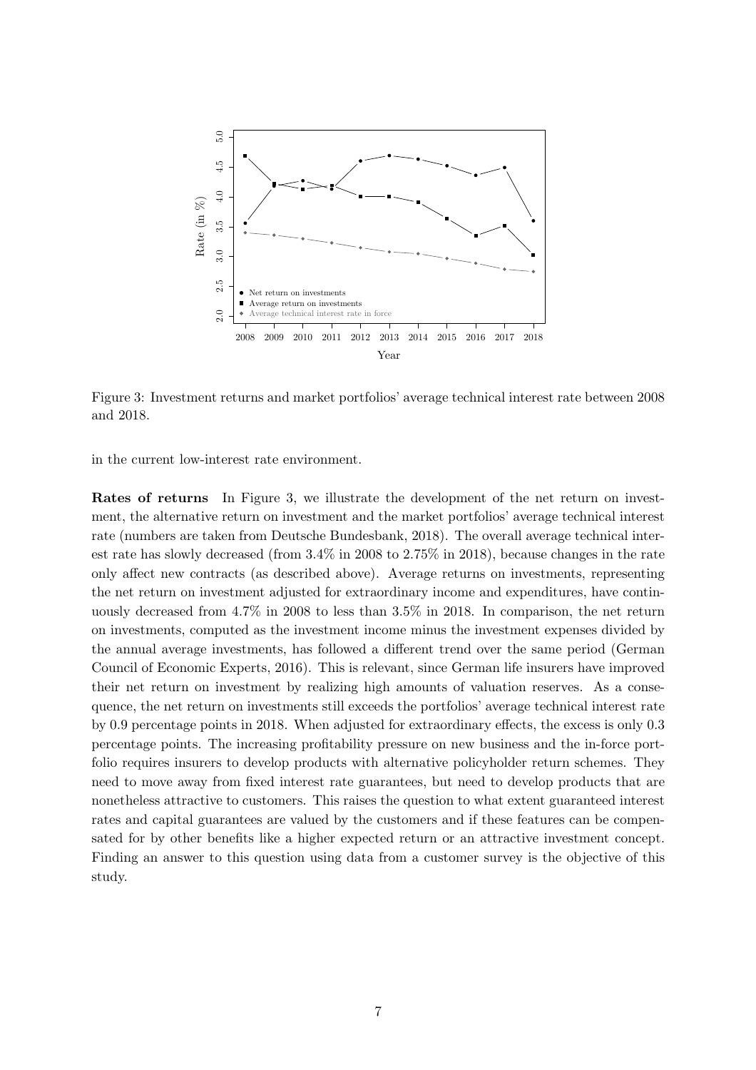Figure 3: Investment returns and market portfolios' average technical interest rate between 2008 and 2018.

in the current low-interest rate environment.

**Rates of returns** In Figure 3, we illustrate the development of the net return on investment, the alternative return on investment and the market portfolios' average technical interest rate (numbers are taken from Deutsche Bundesbank, 2018). The overall average technical interest rate has slowly decreased (from 3.4% in 2008 to 2.75% in 2018), because changes in the rate only affect new contracts (as described above). Average returns on investments, representing the net return on investment adjusted for extraordinary income and expenditures, have continuously decreased from 4.7% in 2008 to less than 3.5% in 2018. In comparison, the net return on investments, computed as the investment income minus the investment expenses divided by the annual average investments, has followed a different trend over the same period (German Council of Economic Experts, 2016). This is relevant, since German life insurers have improved their net return on investment by realizing high amounts of valuation reserves. As a consequence, the net return on investments still exceeds the portfolios' average technical interest rate by 0.9 percentage points in 2018. When adjusted for extraordinary effects, the excess is only 0.3 percentage points. The increasing profitability pressure on new business and the in-force portfolio requires insurers to develop products with alternative policyholder return schemes. They need to move away from fixed interest rate guarantees, but need to develop products that are nonetheless attractive to customers. This raises the question to what extent guaranteed interest rates and capital guarantees are valued by the customers and if these features can be compensated for by other benefits like a higher expected return or an attractive investment concept. Finding an answer to this question using data from a customer survey is the objective of this study.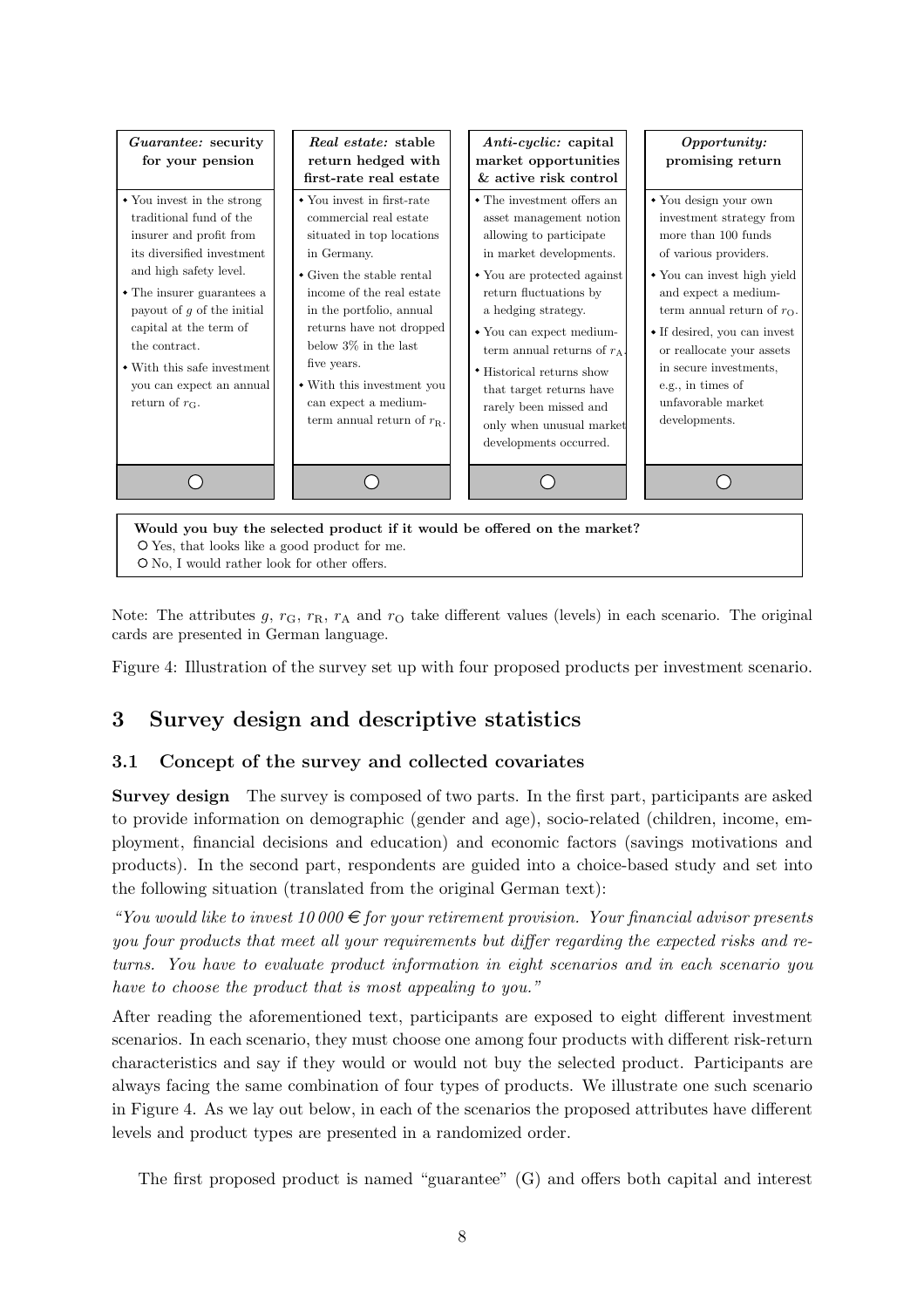| *Guarantee:* **security for your pension** | *Real estate:* **stable return hedged with first-rate real estate** | *Anti-cyclic:* **capital market opportunities & active risk control** | *Opportunity:* **promising return** |
|---|---|---|---|
| • You invest in the strong traditional fund of the insurer and profit from its diversified investment and high safety level.<br>• The insurer guarantees a payout of $g$ of the initial capital at the term of the contract.<br>• With this safe investment you can expect an annual return of $r_{\mathrm{G}}$. | • You invest in first-rate commercial real estate situated in top locations in Germany.<br>• Given the stable rental income of the real estate in the portfolio, annual returns have not dropped below 3% in the last five years.<br>• With this investment you can expect a medium-term annual return of $r_{\mathrm{R}}$. | • The investment offers an asset management notion allowing to participate in market developments.<br>• You are protected against return fluctuations by a hedging strategy.<br>• You can expect medium-term annual returns of $r_{\mathrm{A}}$.<br>• Historical returns show that target returns have rarely been missed and only when unusual market developments occurred. | • You design your own investment strategy from more than 100 funds of various providers.<br>• You can invest high yield and expect a medium-term annual return of $r_{\mathrm{O}}$.<br>• If desired, you can invest or reallocate your assets in secure investments, e.g., in times of unfavorable market developments. |
| ○ | ○ | ○ | ○ |

**Would you buy the selected product if it would be offered on the market?**
○ Yes, that looks like a good product for me.
○ No, I would rather look for other offers.

Note: The attributes $g$, $r_{\mathrm{G}}$, $r_{\mathrm{R}}$, $r_{\mathrm{A}}$ and $r_{\mathrm{O}}$ take different values (levels) in each scenario. The original cards are presented in German language.

Figure 4: Illustration of the survey set up with four proposed products per investment scenario.

## 3 Survey design and descriptive statistics

### 3.1 Concept of the survey and collected covariates

**Survey design** The survey is composed of two parts. In the first part, participants are asked to provide information on demographic (gender and age), socio-related (children, income, employment, financial decisions and education) and economic factors (savings motivations and products). In the second part, respondents are guided into a choice-based study and set into the following situation (translated from the original German text):

*"You would like to invest 10 000 € for your retirement provision. Your financial advisor presents you four products that meet all your requirements but differ regarding the expected risks and returns. You have to evaluate product information in eight scenarios and in each scenario you have to choose the product that is most appealing to you."*

After reading the aforementioned text, participants are exposed to eight different investment scenarios. In each scenario, they must choose one among four products with different risk-return characteristics and say if they would or would not buy the selected product. Participants are always facing the same combination of four types of products. We illustrate one such scenario in Figure 4. As we lay out below, in each of the scenarios the proposed attributes have different levels and product types are presented in a randomized order.

The first proposed product is named "guarantee" (G) and offers both capital and interest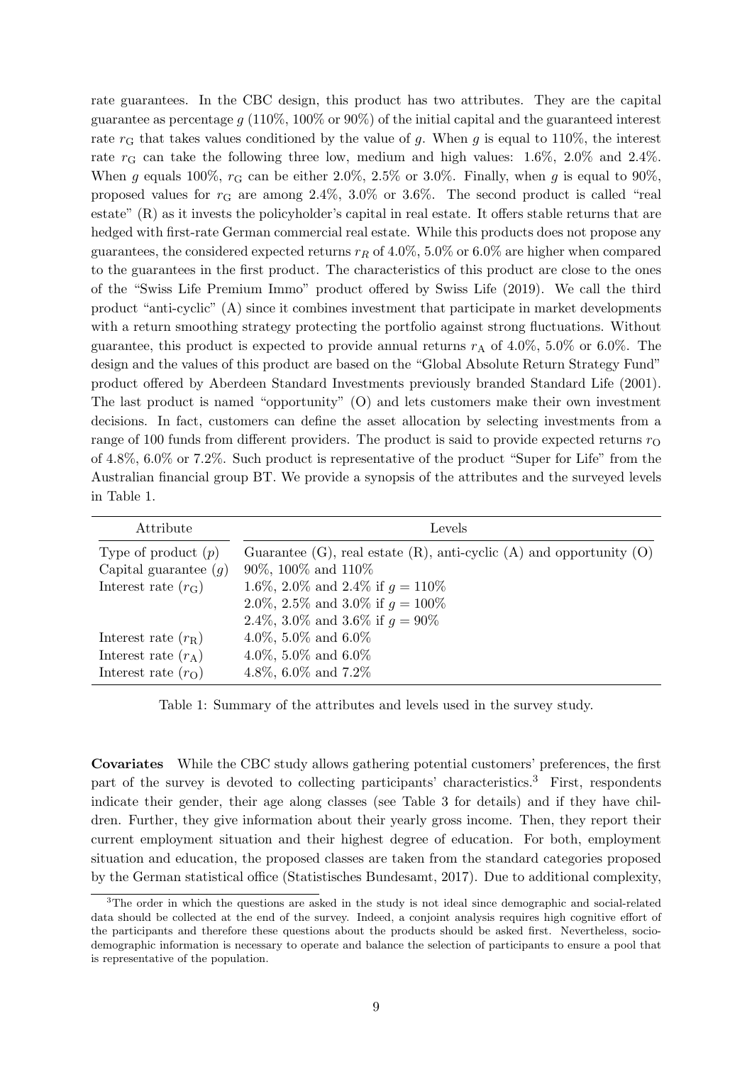rate guarantees. In the CBC design, this product has two attributes. They are the capital guarantee as percentage $g$ (110%, 100% or 90%) of the initial capital and the guaranteed interest rate $r_{\mathrm{G}}$ that takes values conditioned by the value of $g$. When $g$ is equal to 110%, the interest rate $r_{\mathrm{G}}$ can take the following three low, medium and high values: 1.6%, 2.0% and 2.4%. When $g$ equals 100%, $r_{\mathrm{G}}$ can be either 2.0%, 2.5% or 3.0%. Finally, when $g$ is equal to 90%, proposed values for $r_{\mathrm{G}}$ are among 2.4%, 3.0% or 3.6%. The second product is called "real estate" (R) as it invests the policyholder's capital in real estate. It offers stable returns that are hedged with first-rate German commercial real estate. While this products does not propose any guarantees, the considered expected returns $r_R$ of 4.0%, 5.0% or 6.0% are higher when compared to the guarantees in the first product. The characteristics of this product are close to the ones of the "Swiss Life Premium Immo" product offered by Swiss Life (2019). We call the third product "anti-cyclic" (A) since it combines investment that participate in market developments with a return smoothing strategy protecting the portfolio against strong fluctuations. Without guarantee, this product is expected to provide annual returns $r_{\mathrm{A}}$ of 4.0%, 5.0% or 6.0%. The design and the values of this product are based on the "Global Absolute Return Strategy Fund" product offered by Aberdeen Standard Investments previously branded Standard Life (2001). The last product is named "opportunity" (O) and lets customers make their own investment decisions. In fact, customers can define the asset allocation by selecting investments from a range of 100 funds from different providers. The product is said to provide expected returns $r_{\mathrm{O}}$ of 4.8%, 6.0% or 7.2%. Such product is representative of the product "Super for Life" from the Australian financial group BT. We provide a synopsis of the attributes and the surveyed levels in Table 1.

| Attribute | Levels |
|---|---|
| Type of product ($p$) | Guarantee (G), real estate (R), anti-cyclic (A) and opportunity (O) |
| Capital guarantee ($g$) | 90%, 100% and 110% |
| Interest rate ($r_{\mathrm{G}}$) | 1.6%, 2.0% and 2.4% if $g = 110\%$ |
| | 2.0%, 2.5% and 3.0% if $g = 100\%$ |
| | 2.4%, 3.0% and 3.6% if $g = 90\%$ |
| Interest rate ($r_{\mathrm{R}}$) | 4.0%, 5.0% and 6.0% |
| Interest rate ($r_{\mathrm{A}}$) | 4.0%, 5.0% and 6.0% |
| Interest rate ($r_{\mathrm{O}}$) | 4.8%, 6.0% and 7.2% |

Table 1: Summary of the attributes and levels used in the survey study.

**Covariates** While the CBC study allows gathering potential customers' preferences, the first part of the survey is devoted to collecting participants' characteristics.[3] First, respondents indicate their gender, their age along classes (see Table 3 for details) and if they have children. Further, they give information about their yearly gross income. Then, they report their current employment situation and their highest degree of education. For both, employment situation and education, the proposed classes are taken from the standard categories proposed by the German statistical office (Statistisches Bundesamt, 2017). Due to additional complexity,

[3]The order in which the questions are asked in the study is not ideal since demographic and social-related data should be collected at the end of the survey. Indeed, a conjoint analysis requires high cognitive effort of the participants and therefore these questions about the products should be asked first. Nevertheless, socio-demographic information is necessary to operate and balance the selection of participants to ensure a pool that is representative of the population.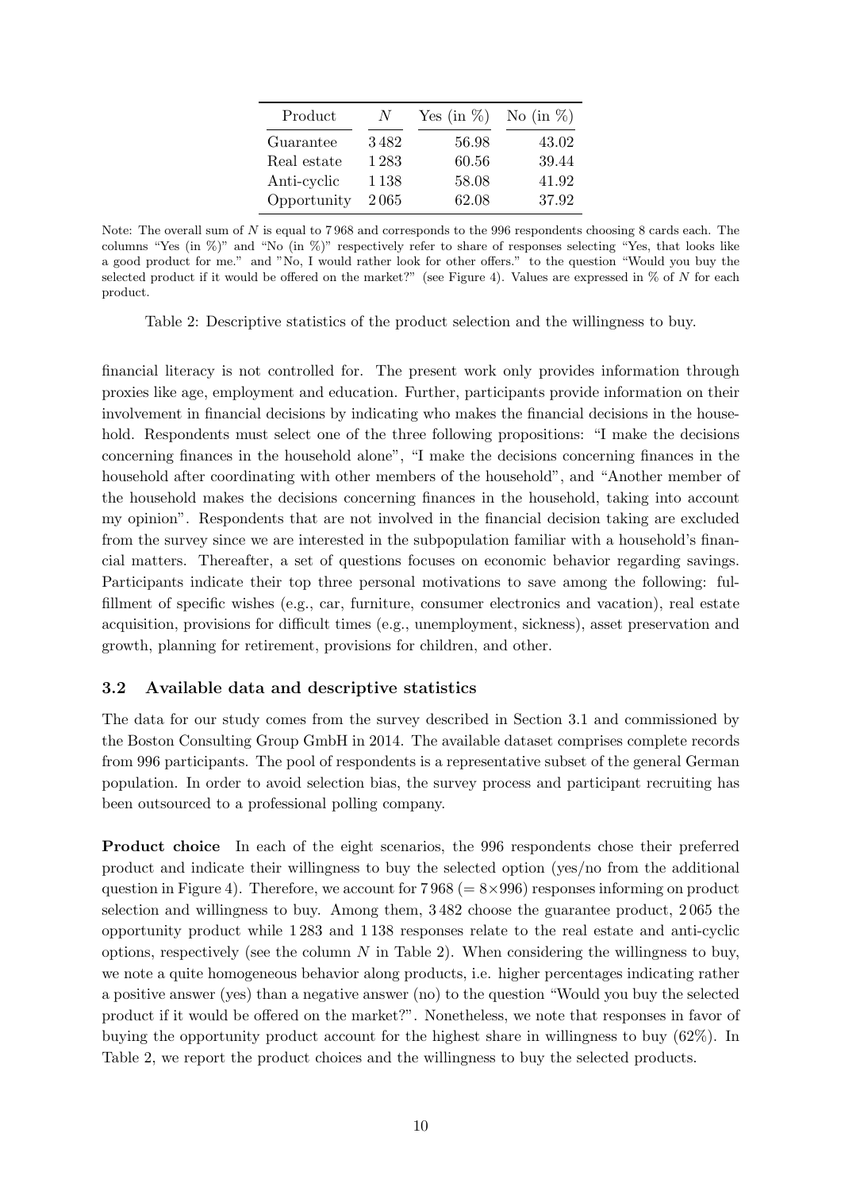| Product | $N$ | Yes (in %) | No (in %) |
|---|---|---|---|
| Guarantee | 3 482 | 56.98 | 43.02 |
| Real estate | 1 283 | 60.56 | 39.44 |
| Anti-cyclic | 1 138 | 58.08 | 41.92 |
| Opportunity | 2 065 | 62.08 | 37.92 |

Note: The overall sum of $N$ is equal to 7 968 and corresponds to the 996 respondents choosing 8 cards each. The columns "Yes (in %)" and "No (in %)" respectively refer to share of responses selecting "Yes, that looks like a good product for me." and "No, I would rather look for other offers." to the question "Would you buy the selected product if it would be offered on the market?" (see Figure 4). Values are expressed in % of $N$ for each product.

Table 2: Descriptive statistics of the product selection and the willingness to buy.

financial literacy is not controlled for. The present work only provides information through proxies like age, employment and education. Further, participants provide information on their involvement in financial decisions by indicating who makes the financial decisions in the household. Respondents must select one of the three following propositions: "I make the decisions concerning finances in the household alone", "I make the decisions concerning finances in the household after coordinating with other members of the household", and "Another member of the household makes the decisions concerning finances in the household, taking into account my opinion". Respondents that are not involved in the financial decision taking are excluded from the survey since we are interested in the subpopulation familiar with a household's financial matters. Thereafter, a set of questions focuses on economic behavior regarding savings. Participants indicate their top three personal motivations to save among the following: fulfillment of specific wishes (e.g., car, furniture, consumer electronics and vacation), real estate acquisition, provisions for difficult times (e.g., unemployment, sickness), asset preservation and growth, planning for retirement, provisions for children, and other.

### 3.2 Available data and descriptive statistics

The data for our study comes from the survey described in Section 3.1 and commissioned by the Boston Consulting Group GmbH in 2014. The available dataset comprises complete records from 996 participants. The pool of respondents is a representative subset of the general German population. In order to avoid selection bias, the survey process and participant recruiting has been outsourced to a professional polling company.

**Product choice** In each of the eight scenarios, the 996 respondents chose their preferred product and indicate their willingness to buy the selected option (yes/no from the additional question in Figure 4). Therefore, we account for 7 968 ($= 8 \times 996$) responses informing on product selection and willingness to buy. Among them, 3 482 choose the guarantee product, 2 065 the opportunity product while 1 283 and 1 138 responses relate to the real estate and anti-cyclic options, respectively (see the column $N$ in Table 2). When considering the willingness to buy, we note a quite homogeneous behavior along products, i.e. higher percentages indicating rather a positive answer (yes) than a negative answer (no) to the question "Would you buy the selected product if it would be offered on the market?". Nonetheless, we note that responses in favor of buying the opportunity product account for the highest share in willingness to buy (62%). In Table 2, we report the product choices and the willingness to buy the selected products.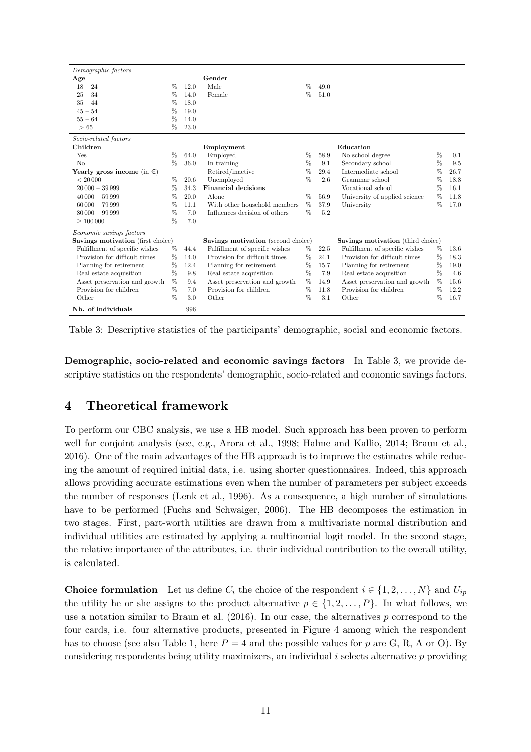| *Demographic factors* | | | | | | | | |
|---|---|---|---|---|---|---|---|---|
| **Age** | | | **Gender** | | | | | |
| 18 – 24 | % | 12.0 | Male | % | 49.0 | | | |
| 25 – 34 | % | 14.0 | Female | % | 51.0 | | | |
| 35 – 44 | % | 18.0 | | | | | | |
| 45 – 54 | % | 19.0 | | | | | | |
| 55 – 64 | % | 14.0 | | | | | | |
| > 65 | % | 23.0 | | | | | | |
| *Socio-related factors* | | | | | | | | |
| **Children** | | | **Employment** | | | **Education** | | |
| Yes | % | 64.0 | Employed | % | 58.9 | No school degree | % | 0.1 |
| No | % | 36.0 | In training | % | 9.1 | Secondary school | % | 9.5 |
| **Yearly gross income** (in €) | | | Retired/inactive | % | 29.4 | Intermediate school | % | 26.7 |
| < 20 000 | % | 20.6 | Unemployed | % | 2.6 | Grammar school | % | 18.8 |
| 20 000 – 39 999 | % | 34.3 | **Financial decisions** | | | Vocational school | % | 16.1 |
| 40 000 – 59 999 | % | 20.0 | Alone | % | 56.9 | University of applied science | % | 11.8 |
| 60 000 – 79 999 | % | 11.1 | With other household members | % | 37.9 | University | % | 17.0 |
| 80 000 – 99 999 | % | 7.0 | Influences decision of others | % | 5.2 | | | |
| ≥ 100 000 | % | 7.0 | | | | | | |
| *Economic savings factors* | | | | | | | | |
| **Savings motivation** (first choice) | | | **Savings motivation** (second choice) | | | **Savings motivation** (third choice) | | |
| Fulfillment of specific wishes | % | 44.4 | Fulfillment of specific wishes | % | 22.5 | Fulfillment of specific wishes | % | 13.6 |
| Provision for difficult times | % | 14.0 | Provision for difficult times | % | 24.1 | Provision for difficult times | % | 18.3 |
| Planning for retirement | % | 12.4 | Planning for retirement | % | 15.7 | Planning for retirement | % | 19.0 |
| Real estate acquisition | % | 9.8 | Real estate acquisition | % | 7.9 | Real estate acquisition | % | 4.6 |
| Asset preservation and growth | % | 9.4 | Asset preservation and growth | % | 14.9 | Asset preservation and growth | % | 15.6 |
| Provision for children | % | 7.0 | Provision for children | % | 11.8 | Provision for children | % | 12.2 |
| Other | % | 3.0 | Other | % | 3.1 | Other | % | 16.7 |
| **Nb. of individuals** | | 996 | | | | | | |

Table 3: Descriptive statistics of the participants' demographic, social and economic factors.

**Demographic, socio-related and economic savings factors** In Table 3, we provide descriptive statistics on the respondents' demographic, socio-related and economic savings factors.

# 4 Theoretical framework

To perform our CBC analysis, we use a HB model. Such approach has been proven to perform well for conjoint analysis (see, e.g., Arora et al., 1998; Halme and Kallio, 2014; Braun et al., 2016). One of the main advantages of the HB approach is to improve the estimates while reducing the amount of required initial data, i.e. using shorter questionnaires. Indeed, this approach allows providing accurate estimations even when the number of parameters per subject exceeds the number of responses (Lenk et al., 1996). As a consequence, a high number of simulations have to be performed (Fuchs and Schwaiger, 2006). The HB decomposes the estimation in two stages. First, part-worth utilities are drawn from a multivariate normal distribution and individual utilities are estimated by applying a multinomial logit model. In the second stage, the relative importance of the attributes, i.e. their individual contribution to the overall utility, is calculated.

**Choice formulation** Let us define $C_i$ the choice of the respondent $i \in \{1, 2, \ldots, N\}$ and $U_{ip}$ the utility he or she assigns to the product alternative $p \in \{1, 2, \ldots, P\}$. In what follows, we use a notation similar to Braun et al. (2016). In our case, the alternatives $p$ correspond to the four cards, i.e. four alternative products, presented in Figure 4 among which the respondent has to choose (see also Table 1, here $P = 4$ and the possible values for $p$ are G, R, A or O). By considering respondents being utility maximizers, an individual $i$ selects alternative $p$ providing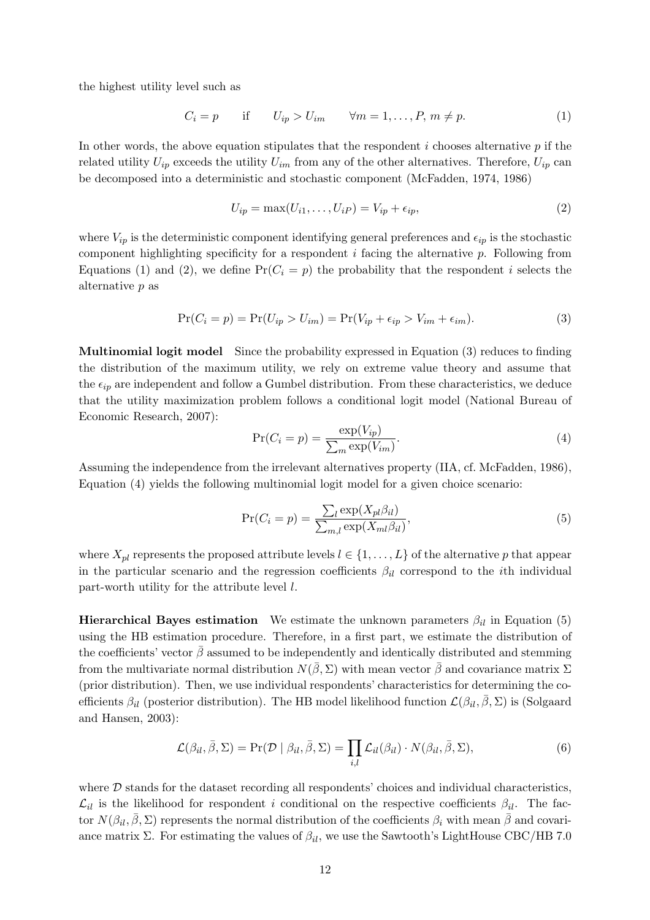the highest utility level such as

$$C_i = p \qquad \text{if} \qquad U_{ip} > U_{im} \qquad \forall m = 1, \dots, P, \, m \neq p. \tag{1}$$

In other words, the above equation stipulates that the respondent $i$ chooses alternative $p$ if the related utility $U_{ip}$ exceeds the utility $U_{im}$ from any of the other alternatives. Therefore, $U_{ip}$ can be decomposed into a deterministic and stochastic component (McFadden, 1974, 1986)

$$U_{ip} = \max(U_{i1}, \dots, U_{iP}) = V_{ip} + \epsilon_{ip}, \tag{2}$$

where $V_{ip}$ is the deterministic component identifying general preferences and $\epsilon_{ip}$ is the stochastic component highlighting specificity for a respondent $i$ facing the alternative $p$. Following from Equations (1) and (2), we define $\Pr(C_i = p)$ the probability that the respondent $i$ selects the alternative $p$ as

$$\Pr(C_i = p) = \Pr(U_{ip} > U_{im}) = \Pr(V_{ip} + \epsilon_{ip} > V_{im} + \epsilon_{im}). \tag{3}$$

**Multinomial logit model** Since the probability expressed in Equation (3) reduces to finding the distribution of the maximum utility, we rely on extreme value theory and assume that the $\epsilon_{ip}$ are independent and follow a Gumbel distribution. From these characteristics, we deduce that the utility maximization problem follows a conditional logit model (National Bureau of Economic Research, 2007):

$$\Pr(C_i = p) = \frac{\exp(V_{ip})}{\sum_m \exp(V_{im})}. \tag{4}$$

Assuming the independence from the irrelevant alternatives property (IIA, cf. McFadden, 1986), Equation (4) yields the following multinomial logit model for a given choice scenario:

$$\Pr(C_i = p) = \frac{\sum_l \exp(X_{pl}\beta_{il})}{\sum_{m,l} \exp(X_{ml}\beta_{il})}, \tag{5}$$

where $X_{pl}$ represents the proposed attribute levels $l \in \{1, \dots, L\}$ of the alternative $p$ that appear in the particular scenario and the regression coefficients $\beta_{il}$ correspond to the $i$th individual part-worth utility for the attribute level $l$.

**Hierarchical Bayes estimation** We estimate the unknown parameters $\beta_{il}$ in Equation (5) using the HB estimation procedure. Therefore, in a first part, we estimate the distribution of the coefficients' vector $\bar{\beta}$ assumed to be independently and identically distributed and stemming from the multivariate normal distribution $N(\bar{\beta}, \Sigma)$ with mean vector $\bar{\beta}$ and covariance matrix $\Sigma$ (prior distribution). Then, we use individual respondents' characteristics for determining the coefficients $\beta_{il}$ (posterior distribution). The HB model likelihood function $\mathcal{L}(\beta_{il}, \bar{\beta}, \Sigma)$ is (Solgaard and Hansen, 2003):

$$\mathcal{L}(\beta_{il}, \bar{\beta}, \Sigma) = \Pr(\mathcal{D} \mid \beta_{il}, \bar{\beta}, \Sigma) = \prod_{i,l} \mathcal{L}_{il}(\beta_{il}) \cdot N(\beta_{il}, \bar{\beta}, \Sigma), \tag{6}$$

where $\mathcal{D}$ stands for the dataset recording all respondents' choices and individual characteristics, $\mathcal{L}_{il}$ is the likelihood for respondent $i$ conditional on the respective coefficients $\beta_{il}$. The factor $N(\beta_{il}, \bar{\beta}, \Sigma)$ represents the normal distribution of the coefficients $\beta_i$ with mean $\bar{\beta}$ and covariance matrix $\Sigma$. For estimating the values of $\beta_{il}$, we use the Sawtooth's LightHouse CBC/HB 7.0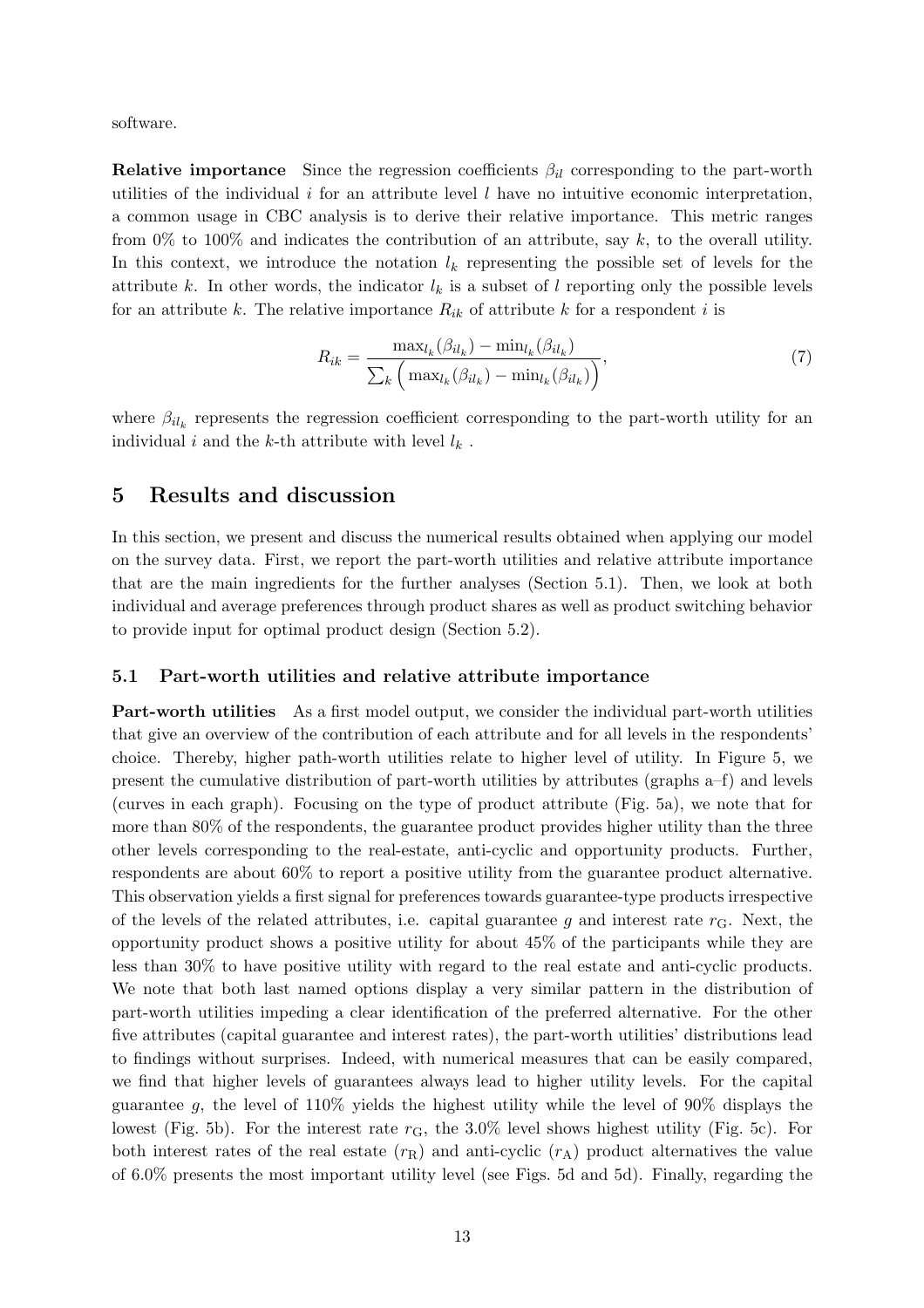software.

**Relative importance** Since the regression coefficients $\beta_{il}$ corresponding to the part-worth utilities of the individual $i$ for an attribute level $l$ have no intuitive economic interpretation, a common usage in CBC analysis is to derive their relative importance. This metric ranges from 0% to 100% and indicates the contribution of an attribute, say $k$, to the overall utility. In this context, we introduce the notation $l_k$ representing the possible set of levels for the attribute $k$. In other words, the indicator $l_k$ is a subset of $l$ reporting only the possible levels for an attribute $k$. The relative importance $R_{ik}$ of attribute $k$ for a respondent $i$ is

$$R_{ik} = \frac{\max_{l_k}(\beta_{il_k}) - \min_{l_k}(\beta_{il_k})}{\sum_k \Big( \max_{l_k}(\beta_{il_k}) - \min_{l_k}(\beta_{il_k}) \Big)}, \tag{7}$$

where $\beta_{il_k}$ represents the regression coefficient corresponding to the part-worth utility for an individual $i$ and the $k$-th attribute with level $l_k$ .

## 5 Results and discussion

In this section, we present and discuss the numerical results obtained when applying our model on the survey data. First, we report the part-worth utilities and relative attribute importance that are the main ingredients for the further analyses (Section 5.1). Then, we look at both individual and average preferences through product shares as well as product switching behavior to provide input for optimal product design (Section 5.2).

### 5.1 Part-worth utilities and relative attribute importance

**Part-worth utilities** As a first model output, we consider the individual part-worth utilities that give an overview of the contribution of each attribute and for all levels in the respondents' choice. Thereby, higher path-worth utilities relate to higher level of utility. In Figure 5, we present the cumulative distribution of part-worth utilities by attributes (graphs a–f) and levels (curves in each graph). Focusing on the type of product attribute (Fig. 5a), we note that for more than 80% of the respondents, the guarantee product provides higher utility than the three other levels corresponding to the real-estate, anti-cyclic and opportunity products. Further, respondents are about 60% to report a positive utility from the guarantee product alternative. This observation yields a first signal for preferences towards guarantee-type products irrespective of the levels of the related attributes, i.e. capital guarantee $g$ and interest rate $r_{\mathrm{G}}$. Next, the opportunity product shows a positive utility for about 45% of the participants while they are less than 30% to have positive utility with regard to the real estate and anti-cyclic products. We note that both last named options display a very similar pattern in the distribution of part-worth utilities impeding a clear identification of the preferred alternative. For the other five attributes (capital guarantee and interest rates), the part-worth utilities' distributions lead to findings without surprises. Indeed, with numerical measures that can be easily compared, we find that higher levels of guarantees always lead to higher utility levels. For the capital guarantee $g$, the level of 110% yields the highest utility while the level of 90% displays the lowest (Fig. 5b). For the interest rate $r_{\mathrm{G}}$, the 3.0% level shows highest utility (Fig. 5c). For both interest rates of the real estate ($r_{\mathrm{R}}$) and anti-cyclic ($r_{\mathrm{A}}$) product alternatives the value of 6.0% presents the most important utility level (see Figs. 5d and 5d). Finally, regarding the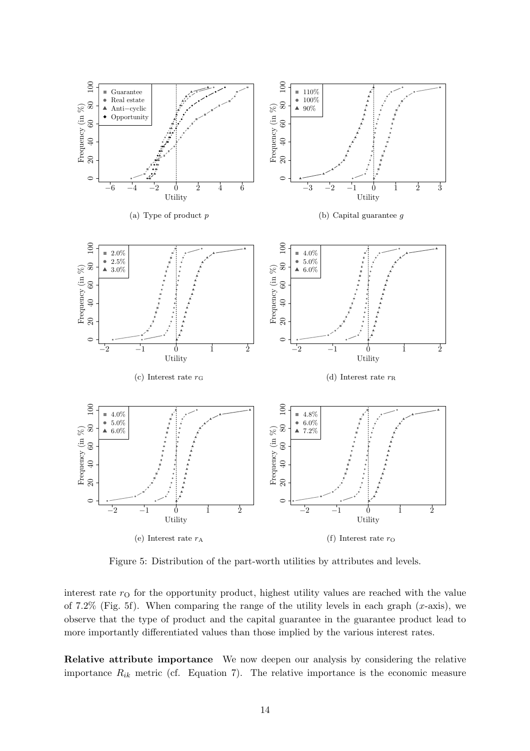(a) Type of product $p$

(b) Capital guarantee $g$

(c) Interest rate $r_{\mathrm{G}}$

(d) Interest rate $r_{\mathrm{R}}$

(e) Interest rate $r_{\mathrm{A}}$

(f) Interest rate $r_{\mathrm{O}}$

Figure 5: Distribution of the part-worth utilities by attributes and levels.

interest rate $r_{\mathrm{O}}$ for the opportunity product, highest utility values are reached with the value of 7.2% (Fig. 5f). When comparing the range of the utility levels in each graph ($x$-axis), we observe that the type of product and the capital guarantee in the guarantee product lead to more importantly differentiated values than those implied by the various interest rates.

**Relative attribute importance** We now deepen our analysis by considering the relative importance $R_{ik}$ metric (cf. Equation 7). The relative importance is the economic measure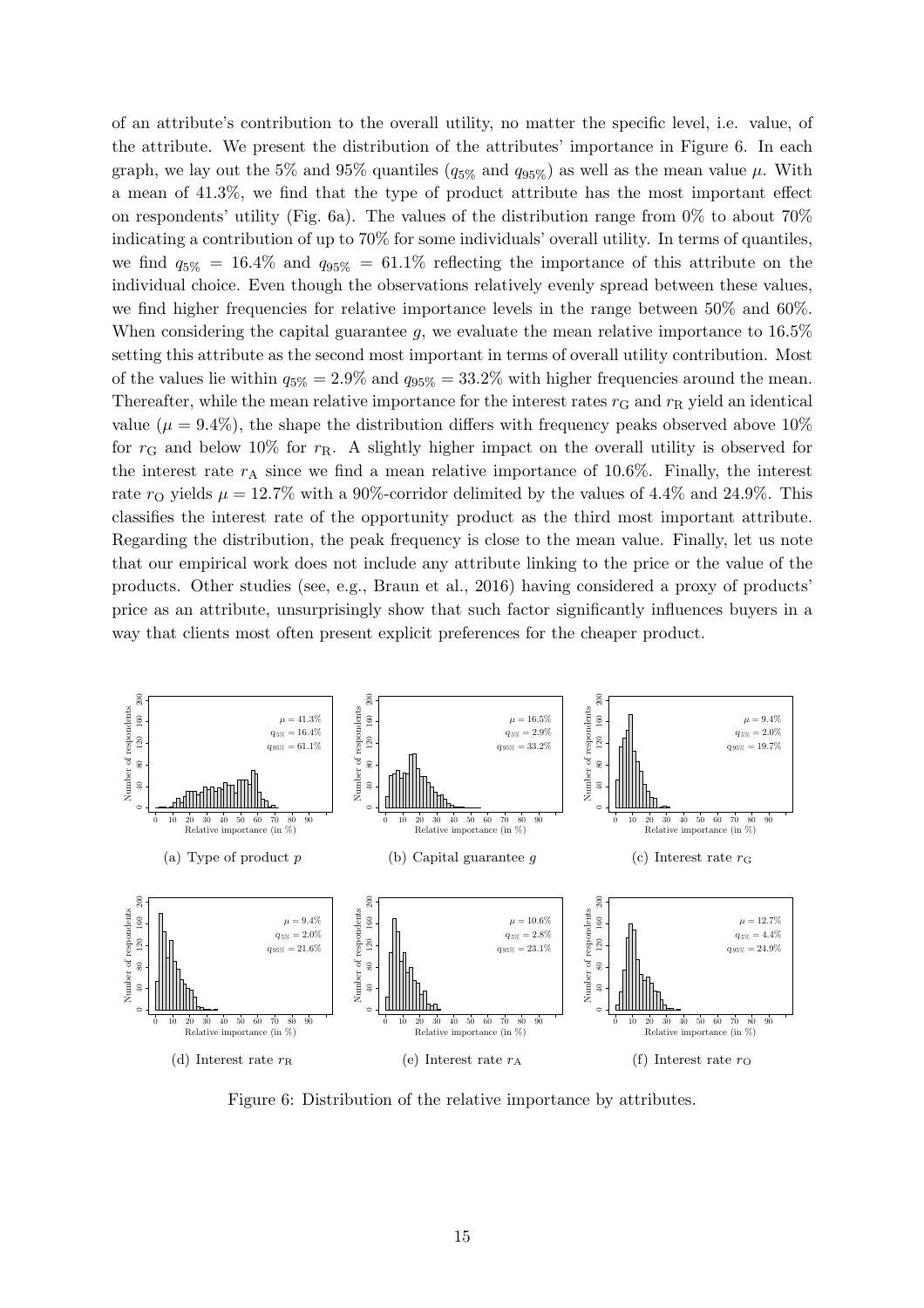of an attribute's contribution to the overall utility, no matter the specific level, i.e. value, of the attribute. We present the distribution of the attributes' importance in Figure 6. In each graph, we lay out the 5% and 95% quantiles ($q_{5\%}$ and $q_{95\%}$) as well as the mean value $\mu$. With a mean of 41.3%, we find that the type of product attribute has the most important effect on respondents' utility (Fig. 6a). The values of the distribution range from 0% to about 70% indicating a contribution of up to 70% for some individuals' overall utility. In terms of quantiles, we find $q_{5\%} = 16.4\%$ and $q_{95\%} = 61.1\%$ reflecting the importance of this attribute on the individual choice. Even though the observations relatively evenly spread between these values, we find higher frequencies for relative importance levels in the range between 50% and 60%. When considering the capital guarantee $g$, we evaluate the mean relative importance to 16.5% setting this attribute as the second most important in terms of overall utility contribution. Most of the values lie within $q_{5\%} = 2.9\%$ and $q_{95\%} = 33.2\%$ with higher frequencies around the mean. Thereafter, while the mean relative importance for the interest rates $r_G$ and $r_R$ yield an identical value ($\mu = 9.4\%$), the shape the distribution differs with frequency peaks observed above 10% for $r_G$ and below 10% for $r_R$. A slightly higher impact on the overall utility is observed for the interest rate $r_A$ since we find a mean relative importance of 10.6%. Finally, the interest rate $r_O$ yields $\mu = 12.7\%$ with a 90%-corridor delimited by the values of 4.4% and 24.9%. This classifies the interest rate of the opportunity product as the third most important attribute. Regarding the distribution, the peak frequency is close to the mean value. Finally, let us note that our empirical work does not include any attribute linking to the price or the value of the products. Other studies (see, e.g., Braun et al., 2016) having considered a proxy of products' price as an attribute, unsurprisingly show that such factor significantly influences buyers in a way that clients most often present explicit preferences for the cheaper product.

(a) Type of product $p$ — $\mu = 41.3\%$, $q_{5\%} = 16.4\%$, $q_{95\%} = 61.1\%$

(b) Capital guarantee $g$ — $\mu = 16.5\%$, $q_{5\%} = 2.9\%$, $q_{95\%} = 33.2\%$

(c) Interest rate $r_G$ — $\mu = 9.4\%$, $q_{5\%} = 2.0\%$, $q_{95\%} = 19.7\%$

(d) Interest rate $r_R$ — $\mu = 9.4\%$, $q_{5\%} = 2.0\%$, $q_{95\%} = 21.6\%$

(e) Interest rate $r_A$ — $\mu = 10.6\%$, $q_{5\%} = 2.8\%$, $q_{95\%} = 23.1\%$

(f) Interest rate $r_O$ — $\mu = 12.7\%$, $q_{5\%} = 4.4\%$, $q_{95\%} = 24.9\%$

Figure 6: Distribution of the relative importance by attributes.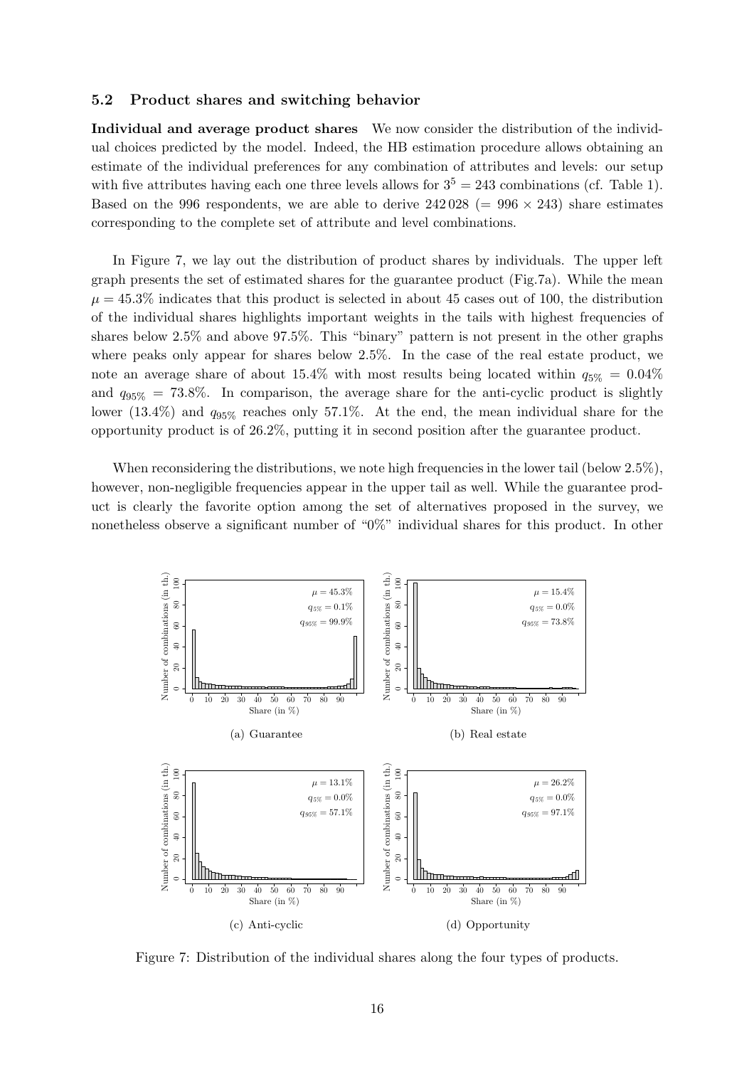### 5.2 Product shares and switching behavior

**Individual and average product shares** We now consider the distribution of the individual choices predicted by the model. Indeed, the HB estimation procedure allows obtaining an estimate of the individual preferences for any combination of attributes and levels: our setup with five attributes having each one three levels allows for $3^5 = 243$ combinations (cf. Table 1). Based on the 996 respondents, we are able to derive 242 028 ($= 996 \times 243$) share estimates corresponding to the complete set of attribute and level combinations.

In Figure 7, we lay out the distribution of product shares by individuals. The upper left graph presents the set of estimated shares for the guarantee product (Fig.7a). While the mean $\mu = 45.3\%$ indicates that this product is selected in about 45 cases out of 100, the distribution of the individual shares highlights important weights in the tails with highest frequencies of shares below 2.5% and above 97.5%. This "binary" pattern is not present in the other graphs where peaks only appear for shares below 2.5%. In the case of the real estate product, we note an average share of about 15.4% with most results being located within $q_{5\%} = 0.04\%$ and $q_{95\%} = 73.8\%$. In comparison, the average share for the anti-cyclic product is slightly lower (13.4%) and $q_{95\%}$ reaches only 57.1%. At the end, the mean individual share for the opportunity product is of 26.2%, putting it in second position after the guarantee product.

When reconsidering the distributions, we note high frequencies in the lower tail (below 2.5%), however, non-negligible frequencies appear in the upper tail as well. While the guarantee product is clearly the favorite option among the set of alternatives proposed in the survey, we nonetheless observe a significant number of "0%" individual shares for this product. In other

(a) Guarantee — $\mu = 45.3\%$, $q_{5\%} = 0.1\%$, $q_{95\%} = 99.9\%$

(b) Real estate — $\mu = 15.4\%$, $q_{5\%} = 0.0\%$, $q_{95\%} = 73.8\%$

(c) Anti-cyclic — $\mu = 13.1\%$, $q_{5\%} = 0.0\%$, $q_{95\%} = 57.1\%$

(d) Opportunity — $\mu = 26.2\%$, $q_{5\%} = 0.0\%$, $q_{95\%} = 97.1\%$

Figure 7: Distribution of the individual shares along the four types of products.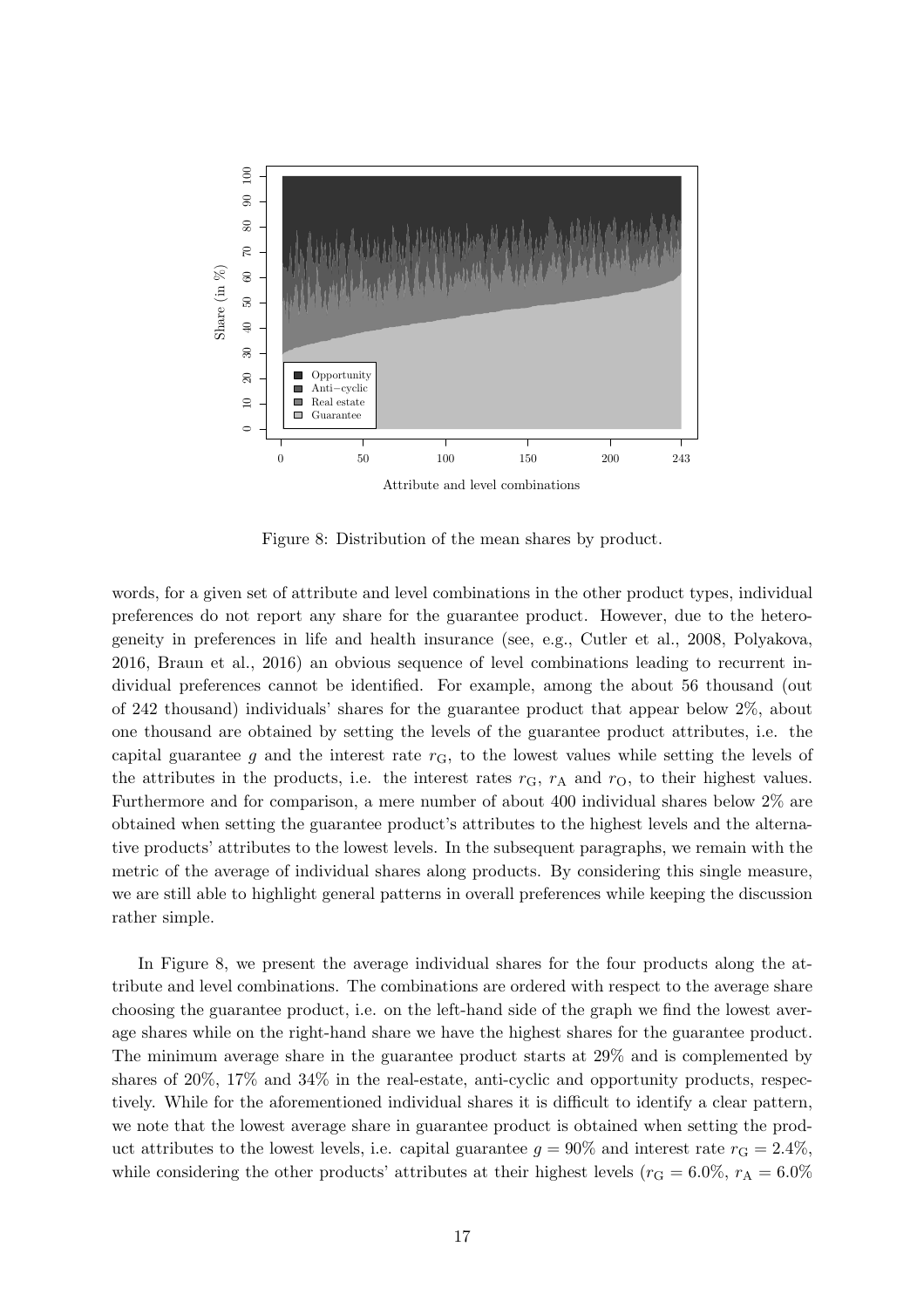Figure 8: Distribution of the mean shares by product.

words, for a given set of attribute and level combinations in the other product types, individual preferences do not report any share for the guarantee product. However, due to the heterogeneity in preferences in life and health insurance (see, e.g., Cutler et al., 2008, Polyakova, 2016, Braun et al., 2016) an obvious sequence of level combinations leading to recurrent individual preferences cannot be identified. For example, among the about 56 thousand (out of 242 thousand) individuals' shares for the guarantee product that appear below 2%, about one thousand are obtained by setting the levels of the guarantee product attributes, i.e. the capital guarantee $g$ and the interest rate $r_{\mathrm{G}}$, to the lowest values while setting the levels of the attributes in the products, i.e. the interest rates $r_{\mathrm{G}}$, $r_{\mathrm{A}}$ and $r_{\mathrm{O}}$, to their highest values. Furthermore and for comparison, a mere number of about 400 individual shares below 2% are obtained when setting the guarantee product's attributes to the highest levels and the alternative products' attributes to the lowest levels. In the subsequent paragraphs, we remain with the metric of the average of individual shares along products. By considering this single measure, we are still able to highlight general patterns in overall preferences while keeping the discussion rather simple.

In Figure 8, we present the average individual shares for the four products along the attribute and level combinations. The combinations are ordered with respect to the average share choosing the guarantee product, i.e. on the left-hand side of the graph we find the lowest average shares while on the right-hand share we have the highest shares for the guarantee product. The minimum average share in the guarantee product starts at 29% and is complemented by shares of 20%, 17% and 34% in the real-estate, anti-cyclic and opportunity products, respectively. While for the aforementioned individual shares it is difficult to identify a clear pattern, we note that the lowest average share in guarantee product is obtained when setting the product attributes to the lowest levels, i.e. capital guarantee $g = 90\%$ and interest rate $r_{\mathrm{G}} = 2.4\%$, while considering the other products' attributes at their highest levels ($r_{\mathrm{G}} = 6.0\%$, $r_{\mathrm{A}} = 6.0\%$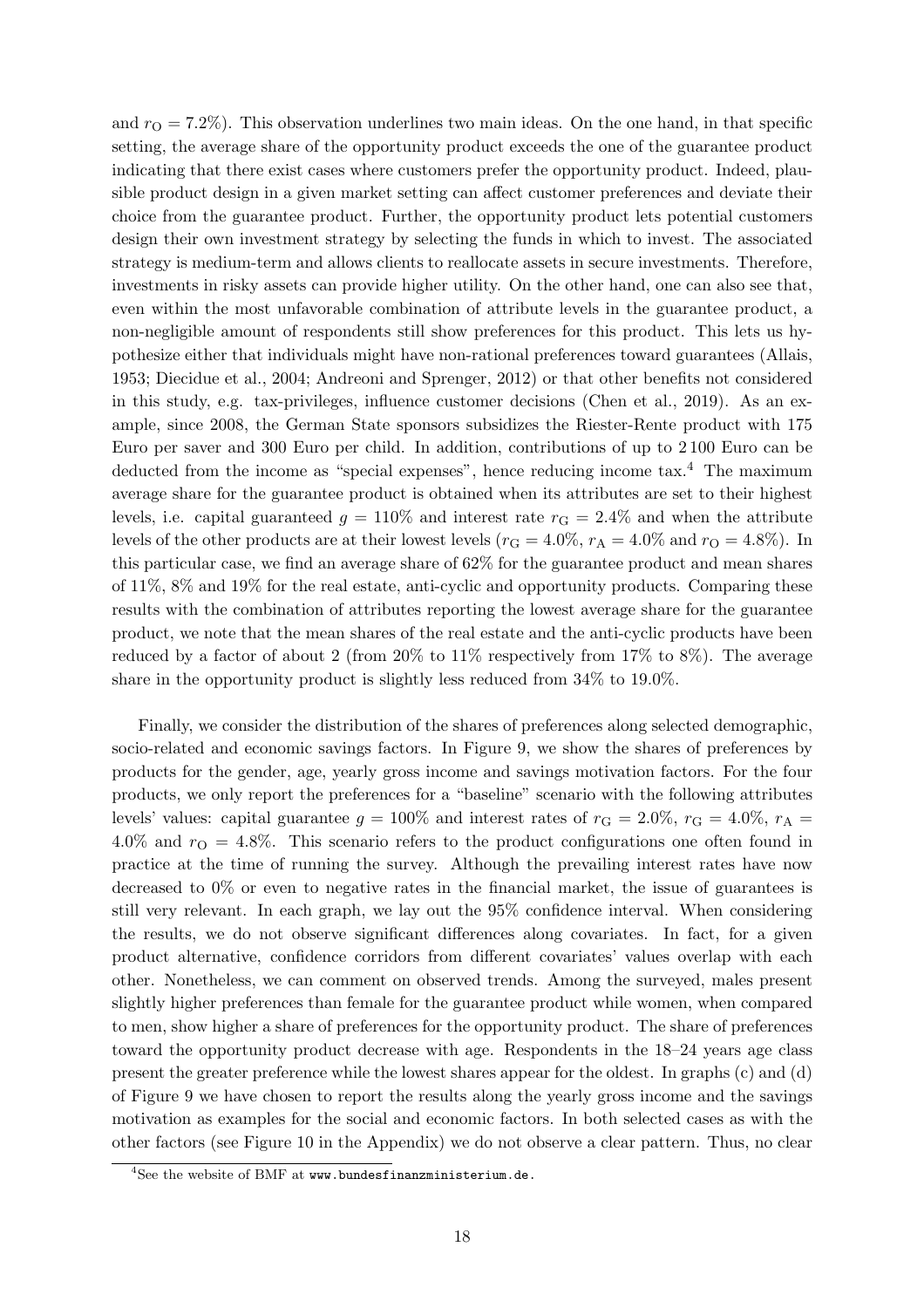and $r_{\mathrm{O}} = 7.2\%$). This observation underlines two main ideas. On the one hand, in that specific setting, the average share of the opportunity product exceeds the one of the guarantee product indicating that there exist cases where customers prefer the opportunity product. Indeed, plausible product design in a given market setting can affect customer preferences and deviate their choice from the guarantee product. Further, the opportunity product lets potential customers design their own investment strategy by selecting the funds in which to invest. The associated strategy is medium-term and allows clients to reallocate assets in secure investments. Therefore, investments in risky assets can provide higher utility. On the other hand, one can also see that, even within the most unfavorable combination of attribute levels in the guarantee product, a non-negligible amount of respondents still show preferences for this product. This lets us hypothesize either that individuals might have non-rational preferences toward guarantees (Allais, 1953; Diecidue et al., 2004; Andreoni and Sprenger, 2012) or that other benefits not considered in this study, e.g. tax-privileges, influence customer decisions (Chen et al., 2019). As an example, since 2008, the German State sponsors subsidizes the Riester-Rente product with 175 Euro per saver and 300 Euro per child. In addition, contributions of up to 2 100 Euro can be deducted from the income as "special expenses", hence reducing income tax.[4] The maximum average share for the guarantee product is obtained when its attributes are set to their highest levels, i.e. capital guaranteed $g = 110\%$ and interest rate $r_{\mathrm{G}} = 2.4\%$ and when the attribute levels of the other products are at their lowest levels ($r_{\mathrm{G}} = 4.0\%$, $r_{\mathrm{A}} = 4.0\%$ and $r_{\mathrm{O}} = 4.8\%$). In this particular case, we find an average share of 62% for the guarantee product and mean shares of 11%, 8% and 19% for the real estate, anti-cyclic and opportunity products. Comparing these results with the combination of attributes reporting the lowest average share for the guarantee product, we note that the mean shares of the real estate and the anti-cyclic products have been reduced by a factor of about 2 (from 20% to 11% respectively from 17% to 8%). The average share in the opportunity product is slightly less reduced from 34% to 19.0%.

Finally, we consider the distribution of the shares of preferences along selected demographic, socio-related and economic savings factors. In Figure 9, we show the shares of preferences by products for the gender, age, yearly gross income and savings motivation factors. For the four products, we only report the preferences for a "baseline" scenario with the following attributes levels' values: capital guarantee $g = 100\%$ and interest rates of $r_{\mathrm{G}} = 2.0\%$, $r_{\mathrm{G}} = 4.0\%$, $r_{\mathrm{A}} = 4.0\%$ and $r_{\mathrm{O}} = 4.8\%$. This scenario refers to the product configurations one often found in practice at the time of running the survey. Although the prevailing interest rates have now decreased to 0% or even to negative rates in the financial market, the issue of guarantees is still very relevant. In each graph, we lay out the 95% confidence interval. When considering the results, we do not observe significant differences along covariates. In fact, for a given product alternative, confidence corridors from different covariates' values overlap with each other. Nonetheless, we can comment on observed trends. Among the surveyed, males present slightly higher preferences than female for the guarantee product while women, when compared to men, show higher a share of preferences for the opportunity product. The share of preferences toward the opportunity product decrease with age. Respondents in the 18–24 years age class present the greater preference while the lowest shares appear for the oldest. In graphs (c) and (d) of Figure 9 we have chosen to report the results along the yearly gross income and the savings motivation as examples for the social and economic factors. In both selected cases as with the other factors (see Figure 10 in the Appendix) we do not observe a clear pattern. Thus, no clear

[4] See the website of BMF at www.bundesfinanzministerium.de.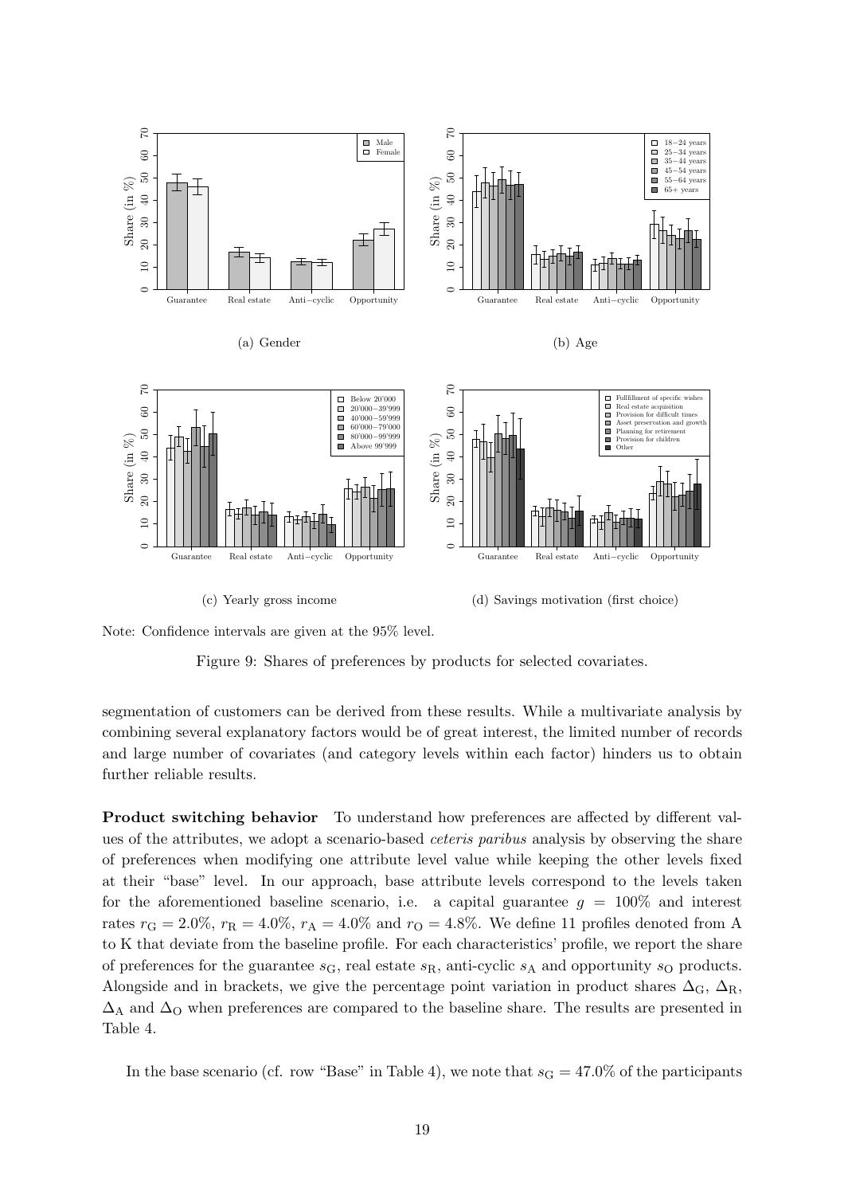(a) Gender

(b) Age

(c) Yearly gross income

(d) Savings motivation (first choice)

Note: Confidence intervals are given at the 95% level.

Figure 9: Shares of preferences by products for selected covariates.

segmentation of customers can be derived from these results. While a multivariate analysis by combining several explanatory factors would be of great interest, the limited number of records and large number of covariates (and category levels within each factor) hinders us to obtain further reliable results.

**Product switching behavior** To understand how preferences are affected by different values of the attributes, we adopt a scenario-based *ceteris paribus* analysis by observing the share of preferences when modifying one attribute level value while keeping the other levels fixed at their "base" level. In our approach, base attribute levels correspond to the levels taken for the aforementioned baseline scenario, i.e. a capital guarantee $g = 100\%$ and interest rates $r_{\mathrm{G}} = 2.0\%$, $r_{\mathrm{R}} = 4.0\%$, $r_{\mathrm{A}} = 4.0\%$ and $r_{\mathrm{O}} = 4.8\%$. We define 11 profiles denoted from A to K that deviate from the baseline profile. For each characteristics' profile, we report the share of preferences for the guarantee $s_{\mathrm{G}}$, real estate $s_{\mathrm{R}}$, anti-cyclic $s_{\mathrm{A}}$ and opportunity $s_{\mathrm{O}}$ products. Alongside and in brackets, we give the percentage point variation in product shares $\Delta_{\mathrm{G}}$, $\Delta_{\mathrm{R}}$, $\Delta_{\mathrm{A}}$ and $\Delta_{\mathrm{O}}$ when preferences are compared to the baseline share. The results are presented in Table 4.

In the base scenario (cf. row "Base" in Table 4), we note that $s_{\mathrm{G}} = 47.0\%$ of the participants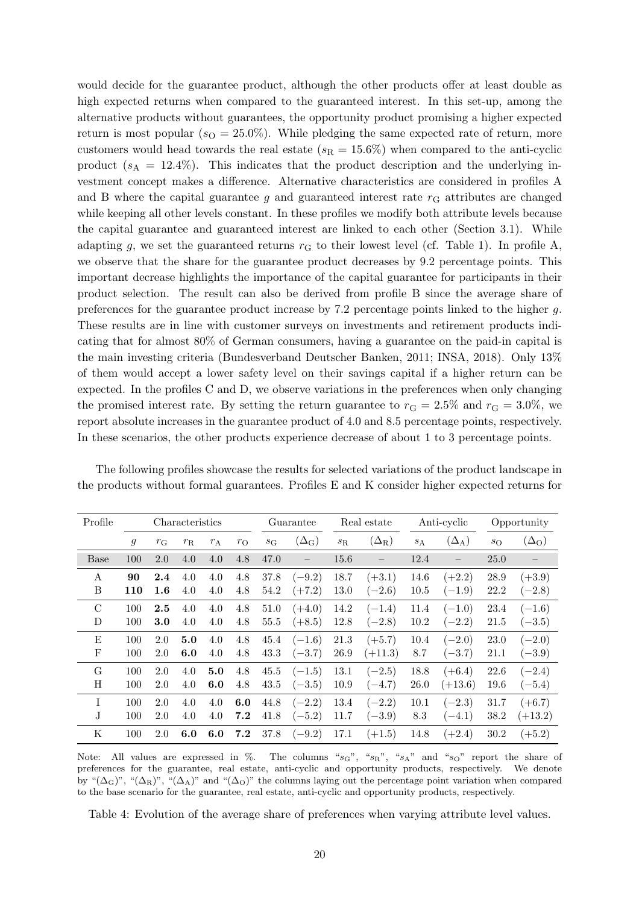would decide for the guarantee product, although the other products offer at least double as high expected returns when compared to the guaranteed interest. In this set-up, among the alternative products without guarantees, the opportunity product promising a higher expected return is most popular ($s_\text{O} = 25.0\%$). While pledging the same expected rate of return, more customers would head towards the real estate ($s_\text{R} = 15.6\%$) when compared to the anti-cyclic product ($s_\text{A} = 12.4\%$). This indicates that the product description and the underlying investment concept makes a difference. Alternative characteristics are considered in profiles A and B where the capital guarantee $g$ and guaranteed interest rate $r_\text{G}$ attributes are changed while keeping all other levels constant. In these profiles we modify both attribute levels because the capital guarantee and guaranteed interest are linked to each other (Section 3.1). While adapting $g$, we set the guaranteed returns $r_\text{G}$ to their lowest level (cf. Table 1). In profile A, we observe that the share for the guarantee product decreases by 9.2 percentage points. This important decrease highlights the importance of the capital guarantee for participants in their product selection. The result can also be derived from profile B since the average share of preferences for the guarantee product increase by 7.2 percentage points linked to the higher $g$. These results are in line with customer surveys on investments and retirement products indicating that for almost 80% of German consumers, having a guarantee on the paid-in capital is the main investing criteria (Bundesverband Deutscher Banken, 2011; INSA, 2018). Only 13% of them would accept a lower safety level on their savings capital if a higher return can be expected. In the profiles C and D, we observe variations in the preferences when only changing the promised interest rate. By setting the return guarantee to $r_\text{G} = 2.5\%$ and $r_\text{G} = 3.0\%$, we report absolute increases in the guarantee product of 4.0 and 8.5 percentage points, respectively. In these scenarios, the other products experience decrease of about 1 to 3 percentage points.

The following profiles showcase the results for selected variations of the product landscape in the products without formal guarantees. Profiles E and K consider higher expected returns for

| Profile | Characteristics | | | | | Guarantee | | Real estate | | Anti-cyclic | | Opportunity | |
|---|---|---|---|---|---|---|---|---|---|---|---|---|---|
| | $g$ | $r_\text{G}$ | $r_\text{R}$ | $r_\text{A}$ | $r_\text{O}$ | $s_\text{G}$ | $(\Delta_\text{G})$ | $s_\text{R}$ | $(\Delta_\text{R})$ | $s_\text{A}$ | $(\Delta_\text{A})$ | $s_\text{O}$ | $(\Delta_\text{O})$ |
| Base | 100 | 2.0 | 4.0 | 4.0 | 4.8 | 47.0 | – | 15.6 | – | 12.4 | – | 25.0 | – |
| A | **90** | **2.4** | 4.0 | 4.0 | 4.8 | 37.8 | (−9.2) | 18.7 | (+3.1) | 14.6 | (+2.2) | 28.9 | (+3.9) |
| B | **110** | **1.6** | 4.0 | 4.0 | 4.8 | 54.2 | (+7.2) | 13.0 | (−2.6) | 10.5 | (−1.9) | 22.2 | (−2.8) |
| C | 100 | **2.5** | 4.0 | 4.0 | 4.8 | 51.0 | (+4.0) | 14.2 | (−1.4) | 11.4 | (−1.0) | 23.4 | (−1.6) |
| D | 100 | **3.0** | 4.0 | 4.0 | 4.8 | 55.5 | (+8.5) | 12.8 | (−2.8) | 10.2 | (−2.2) | 21.5 | (−3.5) |
| E | 100 | 2.0 | **5.0** | 4.0 | 4.8 | 45.4 | (−1.6) | 21.3 | (+5.7) | 10.4 | (−2.0) | 23.0 | (−2.0) |
| F | 100 | 2.0 | **6.0** | 4.0 | 4.8 | 43.3 | (−3.7) | 26.9 | (+11.3) | 8.7 | (−3.7) | 21.1 | (−3.9) |
| G | 100 | 2.0 | 4.0 | **5.0** | 4.8 | 45.5 | (−1.5) | 13.1 | (−2.5) | 18.8 | (+6.4) | 22.6 | (−2.4) |
| H | 100 | 2.0 | 4.0 | **6.0** | 4.8 | 43.5 | (−3.5) | 10.9 | (−4.7) | 26.0 | (+13.6) | 19.6 | (−5.4) |
| I | 100 | 2.0 | 4.0 | 4.0 | **6.0** | 44.8 | (−2.2) | 13.4 | (−2.2) | 10.1 | (−2.3) | 31.7 | (+6.7) |
| J | 100 | 2.0 | 4.0 | 4.0 | **7.2** | 41.8 | (−5.2) | 11.7 | (−3.9) | 8.3 | (−4.1) | 38.2 | (+13.2) |
| K | 100 | 2.0 | **6.0** | **6.0** | **7.2** | 37.8 | (−9.2) | 17.1 | (+1.5) | 14.8 | (+2.4) | 30.2 | (+5.2) |

Note: All values are expressed in %. The columns "$s_\text{G}$", "$s_\text{R}$", "$s_\text{A}$" and "$s_\text{O}$" report the share of preferences for the guarantee, real estate, anti-cyclic and opportunity products, respectively. We denote by "$(\Delta_\text{G})$", "$(\Delta_\text{R})$", "$(\Delta_\text{A})$" and "$(\Delta_\text{O})$" the columns laying out the percentage point variation when compared to the base scenario for the guarantee, real estate, anti-cyclic and opportunity products, respectively.

Table 4: Evolution of the average share of preferences when varying attribute level values.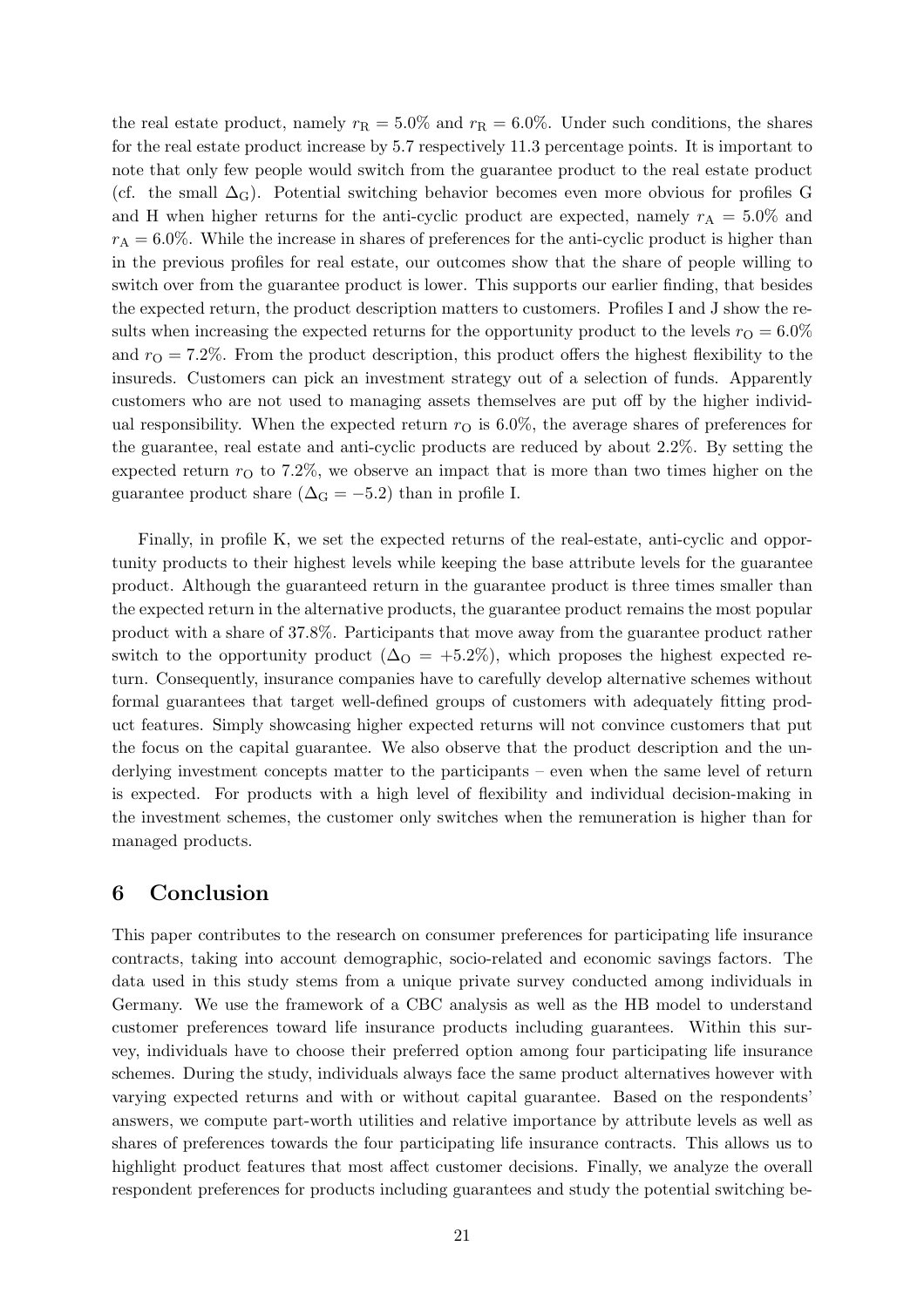the real estate product, namely $r_R = 5.0\%$ and $r_R = 6.0\%$. Under such conditions, the shares for the real estate product increase by 5.7 respectively 11.3 percentage points. It is important to note that only few people would switch from the guarantee product to the real estate product (cf. the small $\Delta_G$). Potential switching behavior becomes even more obvious for profiles G and H when higher returns for the anti-cyclic product are expected, namely $r_A = 5.0\%$ and $r_A = 6.0\%$. While the increase in shares of preferences for the anti-cyclic product is higher than in the previous profiles for real estate, our outcomes show that the share of people willing to switch over from the guarantee product is lower. This supports our earlier finding, that besides the expected return, the product description matters to customers. Profiles I and J show the results when increasing the expected returns for the opportunity product to the levels $r_O = 6.0\%$ and $r_O = 7.2\%$. From the product description, this product offers the highest flexibility to the insureds. Customers can pick an investment strategy out of a selection of funds. Apparently customers who are not used to managing assets themselves are put off by the higher individual responsibility. When the expected return $r_O$ is 6.0%, the average shares of preferences for the guarantee, real estate and anti-cyclic products are reduced by about 2.2%. By setting the expected return $r_O$ to 7.2%, we observe an impact that is more than two times higher on the guarantee product share ($\Delta_G = -5.2$) than in profile I.

Finally, in profile K, we set the expected returns of the real-estate, anti-cyclic and opportunity products to their highest levels while keeping the base attribute levels for the guarantee product. Although the guaranteed return in the guarantee product is three times smaller than the expected return in the alternative products, the guarantee product remains the most popular product with a share of 37.8%. Participants that move away from the guarantee product rather switch to the opportunity product ($\Delta_O = +5.2\%$), which proposes the highest expected return. Consequently, insurance companies have to carefully develop alternative schemes without formal guarantees that target well-defined groups of customers with adequately fitting product features. Simply showcasing higher expected returns will not convince customers that put the focus on the capital guarantee. We also observe that the product description and the underlying investment concepts matter to the participants – even when the same level of return is expected. For products with a high level of flexibility and individual decision-making in the investment schemes, the customer only switches when the remuneration is higher than for managed products.

## 6 Conclusion

This paper contributes to the research on consumer preferences for participating life insurance contracts, taking into account demographic, socio-related and economic savings factors. The data used in this study stems from a unique private survey conducted among individuals in Germany. We use the framework of a CBC analysis as well as the HB model to understand customer preferences toward life insurance products including guarantees. Within this survey, individuals have to choose their preferred option among four participating life insurance schemes. During the study, individuals always face the same product alternatives however with varying expected returns and with or without capital guarantee. Based on the respondents' answers, we compute part-worth utilities and relative importance by attribute levels as well as shares of preferences towards the four participating life insurance contracts. This allows us to highlight product features that most affect customer decisions. Finally, we analyze the overall respondent preferences for products including guarantees and study the potential switching be-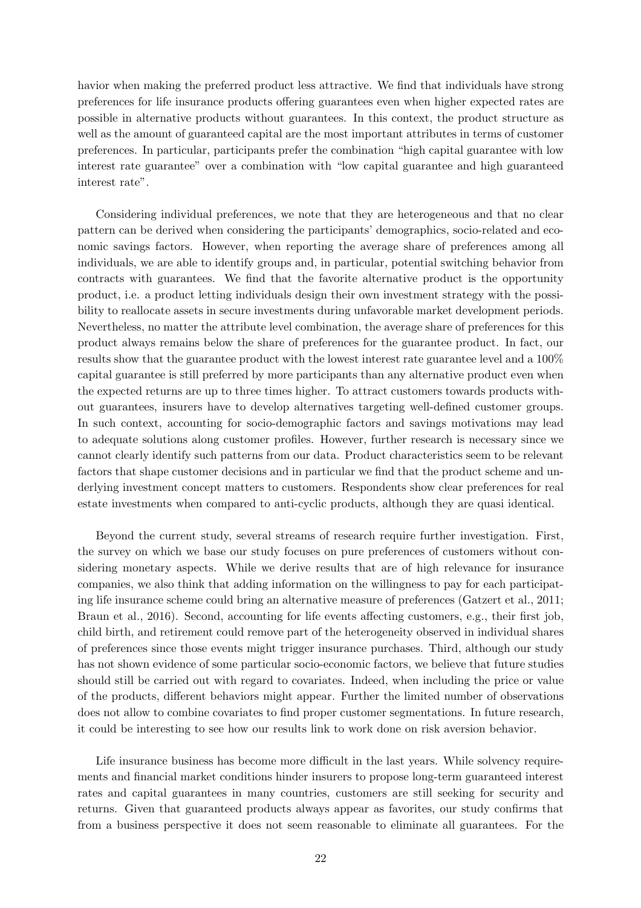havior when making the preferred product less attractive. We find that individuals have strong preferences for life insurance products offering guarantees even when higher expected rates are possible in alternative products without guarantees. In this context, the product structure as well as the amount of guaranteed capital are the most important attributes in terms of customer preferences. In particular, participants prefer the combination "high capital guarantee with low interest rate guarantee" over a combination with "low capital guarantee and high guaranteed interest rate".

Considering individual preferences, we note that they are heterogeneous and that no clear pattern can be derived when considering the participants' demographics, socio-related and economic savings factors. However, when reporting the average share of preferences among all individuals, we are able to identify groups and, in particular, potential switching behavior from contracts with guarantees. We find that the favorite alternative product is the opportunity product, i.e. a product letting individuals design their own investment strategy with the possibility to reallocate assets in secure investments during unfavorable market development periods. Nevertheless, no matter the attribute level combination, the average share of preferences for this product always remains below the share of preferences for the guarantee product. In fact, our results show that the guarantee product with the lowest interest rate guarantee level and a 100% capital guarantee is still preferred by more participants than any alternative product even when the expected returns are up to three times higher. To attract customers towards products without guarantees, insurers have to develop alternatives targeting well-defined customer groups. In such context, accounting for socio-demographic factors and savings motivations may lead to adequate solutions along customer profiles. However, further research is necessary since we cannot clearly identify such patterns from our data. Product characteristics seem to be relevant factors that shape customer decisions and in particular we find that the product scheme and underlying investment concept matters to customers. Respondents show clear preferences for real estate investments when compared to anti-cyclic products, although they are quasi identical.

Beyond the current study, several streams of research require further investigation. First, the survey on which we base our study focuses on pure preferences of customers without considering monetary aspects. While we derive results that are of high relevance for insurance companies, we also think that adding information on the willingness to pay for each participating life insurance scheme could bring an alternative measure of preferences (Gatzert et al., 2011; Braun et al., 2016). Second, accounting for life events affecting customers, e.g., their first job, child birth, and retirement could remove part of the heterogeneity observed in individual shares of preferences since those events might trigger insurance purchases. Third, although our study has not shown evidence of some particular socio-economic factors, we believe that future studies should still be carried out with regard to covariates. Indeed, when including the price or value of the products, different behaviors might appear. Further the limited number of observations does not allow to combine covariates to find proper customer segmentations. In future research, it could be interesting to see how our results link to work done on risk aversion behavior.

Life insurance business has become more difficult in the last years. While solvency requirements and financial market conditions hinder insurers to propose long-term guaranteed interest rates and capital guarantees in many countries, customers are still seeking for security and returns. Given that guaranteed products always appear as favorites, our study confirms that from a business perspective it does not seem reasonable to eliminate all guarantees. For the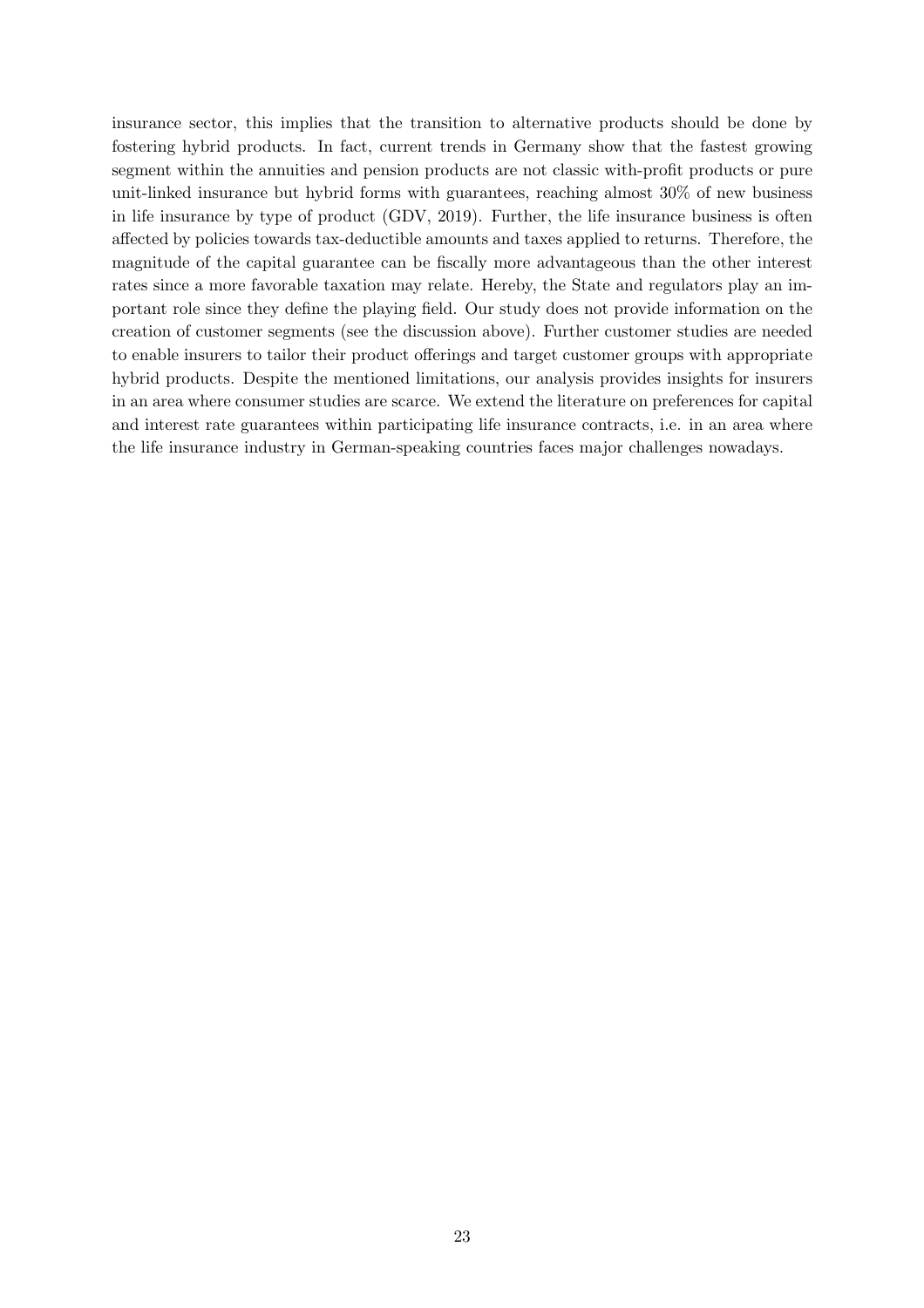insurance sector, this implies that the transition to alternative products should be done by fostering hybrid products. In fact, current trends in Germany show that the fastest growing segment within the annuities and pension products are not classic with-profit products or pure unit-linked insurance but hybrid forms with guarantees, reaching almost 30% of new business in life insurance by type of product (GDV, 2019). Further, the life insurance business is often affected by policies towards tax-deductible amounts and taxes applied to returns. Therefore, the magnitude of the capital guarantee can be fiscally more advantageous than the other interest rates since a more favorable taxation may relate. Hereby, the State and regulators play an important role since they define the playing field. Our study does not provide information on the creation of customer segments (see the discussion above). Further customer studies are needed to enable insurers to tailor their product offerings and target customer groups with appropriate hybrid products. Despite the mentioned limitations, our analysis provides insights for insurers in an area where consumer studies are scarce. We extend the literature on preferences for capital and interest rate guarantees within participating life insurance contracts, i.e. in an area where the life insurance industry in German-speaking countries faces major challenges nowadays.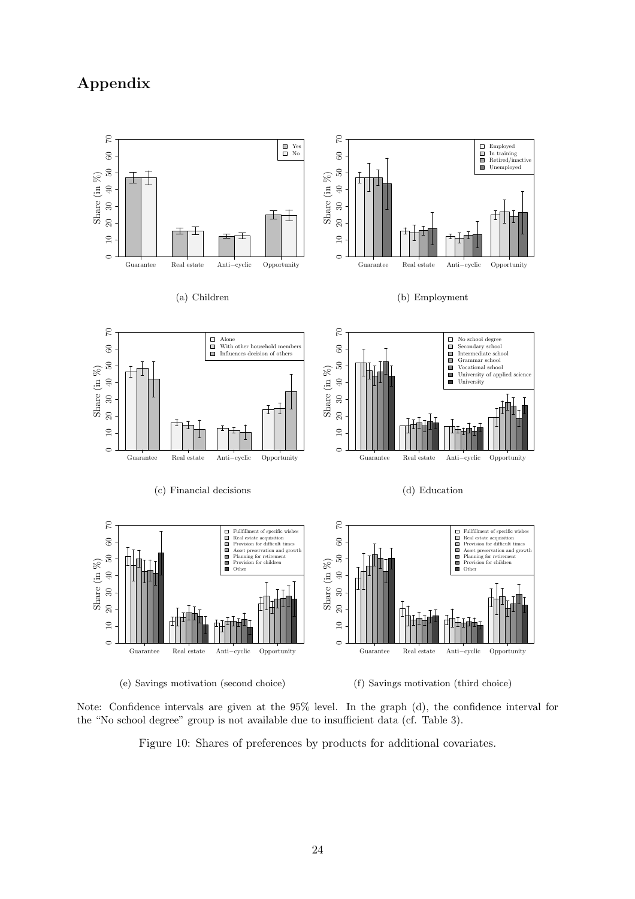# Appendix

(a) Children

(b) Employment

(c) Financial decisions

(d) Education

(e) Savings motivation (second choice)

(f) Savings motivation (third choice)

Note: Confidence intervals are given at the 95% level. In the graph (d), the confidence interval for the "No school degree" group is not available due to insufficient data (cf. Table 3).

Figure 10: Shares of preferences by products for additional covariates.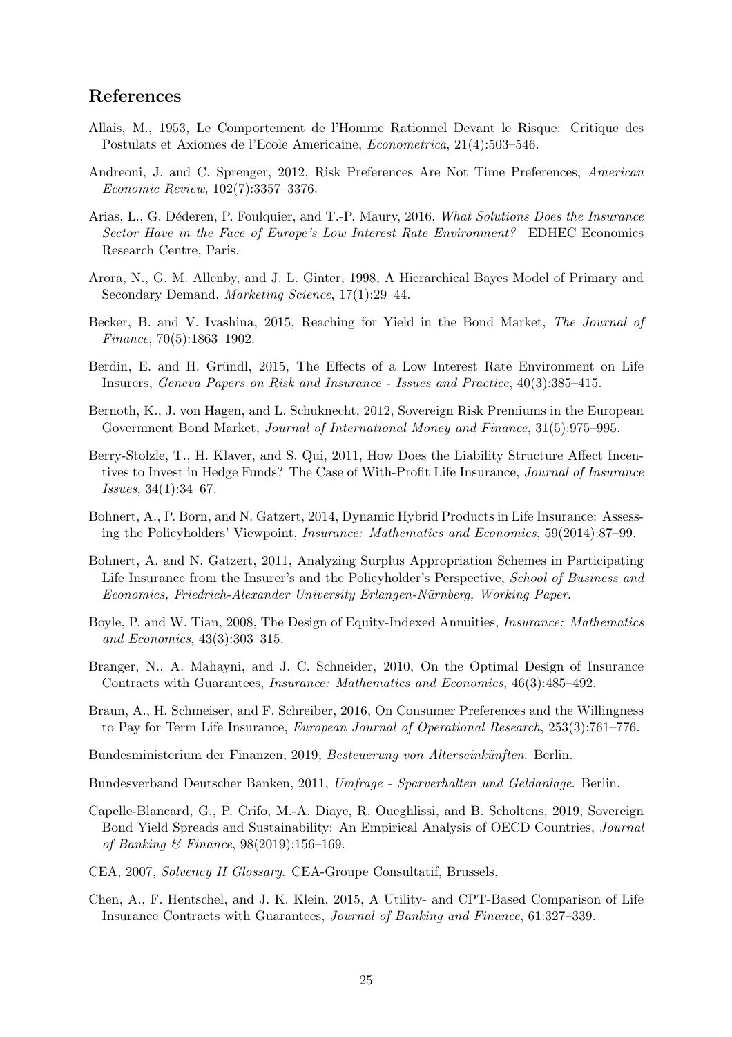## References

Allais, M., 1953, Le Comportement de l'Homme Rationnel Devant le Risque: Critique des Postulats et Axiomes de l'Ecole Americaine, *Econometrica*, 21(4):503–546.

Andreoni, J. and C. Sprenger, 2012, Risk Preferences Are Not Time Preferences, *American Economic Review*, 102(7):3357–3376.

Arias, L., G. Déderen, P. Foulquier, and T.-P. Maury, 2016, *What Solutions Does the Insurance Sector Have in the Face of Europe's Low Interest Rate Environment?* EDHEC Economics Research Centre, Paris.

Arora, N., G. M. Allenby, and J. L. Ginter, 1998, A Hierarchical Bayes Model of Primary and Secondary Demand, *Marketing Science*, 17(1):29–44.

Becker, B. and V. Ivashina, 2015, Reaching for Yield in the Bond Market, *The Journal of Finance*, 70(5):1863–1902.

Berdin, E. and H. Gründl, 2015, The Effects of a Low Interest Rate Environment on Life Insurers, *Geneva Papers on Risk and Insurance - Issues and Practice*, 40(3):385–415.

Bernoth, K., J. von Hagen, and L. Schuknecht, 2012, Sovereign Risk Premiums in the European Government Bond Market, *Journal of International Money and Finance*, 31(5):975–995.

Berry-Stolzle, T., H. Klaver, and S. Qui, 2011, How Does the Liability Structure Affect Incentives to Invest in Hedge Funds? The Case of With-Profit Life Insurance, *Journal of Insurance Issues*, 34(1):34–67.

Bohnert, A., P. Born, and N. Gatzert, 2014, Dynamic Hybrid Products in Life Insurance: Assessing the Policyholders' Viewpoint, *Insurance: Mathematics and Economics*, 59(2014):87–99.

Bohnert, A. and N. Gatzert, 2011, Analyzing Surplus Appropriation Schemes in Participating Life Insurance from the Insurer's and the Policyholder's Perspective, *School of Business and Economics, Friedrich-Alexander University Erlangen-Nürnberg, Working Paper*.

Boyle, P. and W. Tian, 2008, The Design of Equity-Indexed Annuities, *Insurance: Mathematics and Economics*, 43(3):303–315.

Branger, N., A. Mahayni, and J. C. Schneider, 2010, On the Optimal Design of Insurance Contracts with Guarantees, *Insurance: Mathematics and Economics*, 46(3):485–492.

Braun, A., H. Schmeiser, and F. Schreiber, 2016, On Consumer Preferences and the Willingness to Pay for Term Life Insurance, *European Journal of Operational Research*, 253(3):761–776.

Bundesministerium der Finanzen, 2019, *Besteuerung von Alterseinkünften*. Berlin.

Bundesverband Deutscher Banken, 2011, *Umfrage - Sparverhalten und Geldanlage*. Berlin.

Capelle-Blancard, G., P. Crifo, M.-A. Diaye, R. Oueghlissi, and B. Scholtens, 2019, Sovereign Bond Yield Spreads and Sustainability: An Empirical Analysis of OECD Countries, *Journal of Banking & Finance*, 98(2019):156–169.

CEA, 2007, *Solvency II Glossary*. CEA-Groupe Consultatif, Brussels.

Chen, A., F. Hentschel, and J. K. Klein, 2015, A Utility- and CPT-Based Comparison of Life Insurance Contracts with Guarantees, *Journal of Banking and Finance*, 61:327–339.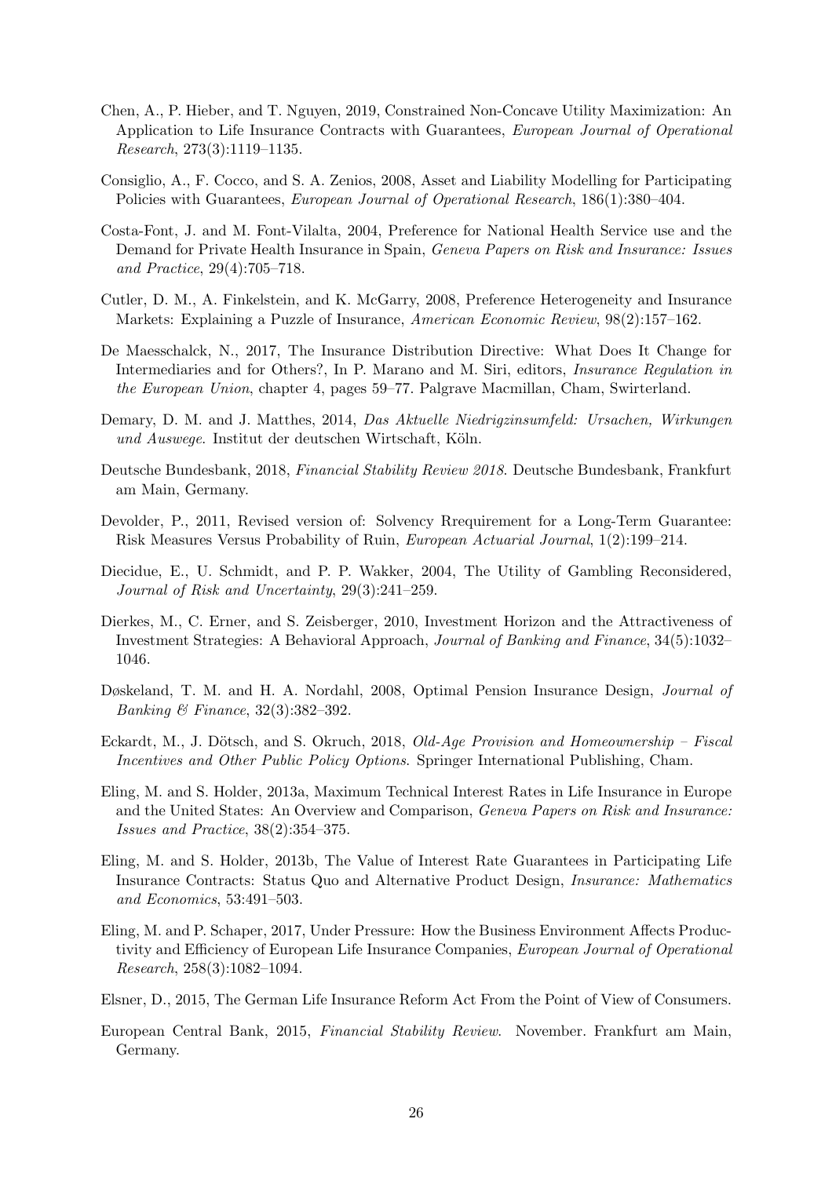Chen, A., P. Hieber, and T. Nguyen, 2019, Constrained Non-Concave Utility Maximization: An Application to Life Insurance Contracts with Guarantees, *European Journal of Operational Research*, 273(3):1119–1135.

Consiglio, A., F. Cocco, and S. A. Zenios, 2008, Asset and Liability Modelling for Participating Policies with Guarantees, *European Journal of Operational Research*, 186(1):380–404.

Costa-Font, J. and M. Font-Vilalta, 2004, Preference for National Health Service use and the Demand for Private Health Insurance in Spain, *Geneva Papers on Risk and Insurance: Issues and Practice*, 29(4):705–718.

Cutler, D. M., A. Finkelstein, and K. McGarry, 2008, Preference Heterogeneity and Insurance Markets: Explaining a Puzzle of Insurance, *American Economic Review*, 98(2):157–162.

De Maesschalck, N., 2017, The Insurance Distribution Directive: What Does It Change for Intermediaries and for Others?, In P. Marano and M. Siri, editors, *Insurance Regulation in the European Union*, chapter 4, pages 59–77. Palgrave Macmillan, Cham, Swirterland.

Demary, D. M. and J. Matthes, 2014, *Das Aktuelle Niedrigzinsumfeld: Ursachen, Wirkungen und Auswege*. Institut der deutschen Wirtschaft, Köln.

Deutsche Bundesbank, 2018, *Financial Stability Review 2018*. Deutsche Bundesbank, Frankfurt am Main, Germany.

Devolder, P., 2011, Revised version of: Solvency Rrequirement for a Long-Term Guarantee: Risk Measures Versus Probability of Ruin, *European Actuarial Journal*, 1(2):199–214.

Diecidue, E., U. Schmidt, and P. P. Wakker, 2004, The Utility of Gambling Reconsidered, *Journal of Risk and Uncertainty*, 29(3):241–259.

Dierkes, M., C. Erner, and S. Zeisberger, 2010, Investment Horizon and the Attractiveness of Investment Strategies: A Behavioral Approach, *Journal of Banking and Finance*, 34(5):1032–1046.

Døskeland, T. M. and H. A. Nordahl, 2008, Optimal Pension Insurance Design, *Journal of Banking & Finance*, 32(3):382–392.

Eckardt, M., J. Dötsch, and S. Okruch, 2018, *Old-Age Provision and Homeownership – Fiscal Incentives and Other Public Policy Options*. Springer International Publishing, Cham.

Eling, M. and S. Holder, 2013a, Maximum Technical Interest Rates in Life Insurance in Europe and the United States: An Overview and Comparison, *Geneva Papers on Risk and Insurance: Issues and Practice*, 38(2):354–375.

Eling, M. and S. Holder, 2013b, The Value of Interest Rate Guarantees in Participating Life Insurance Contracts: Status Quo and Alternative Product Design, *Insurance: Mathematics and Economics*, 53:491–503.

Eling, M. and P. Schaper, 2017, Under Pressure: How the Business Environment Affects Productivity and Efficiency of European Life Insurance Companies, *European Journal of Operational Research*, 258(3):1082–1094.

Elsner, D., 2015, The German Life Insurance Reform Act From the Point of View of Consumers.

European Central Bank, 2015, *Financial Stability Review*. November. Frankfurt am Main, Germany.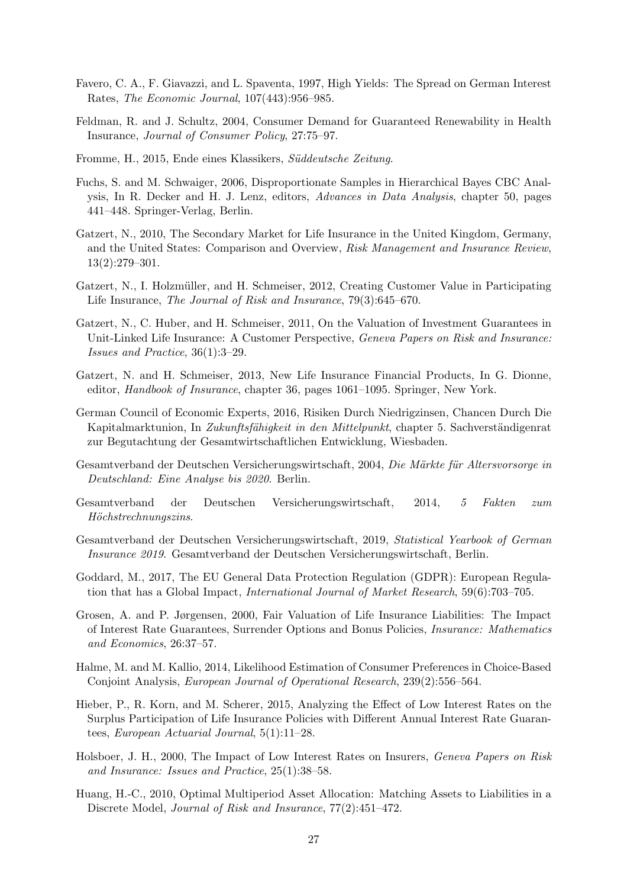Favero, C. A., F. Giavazzi, and L. Spaventa, 1997, High Yields: The Spread on German Interest Rates, *The Economic Journal*, 107(443):956–985.

Feldman, R. and J. Schultz, 2004, Consumer Demand for Guaranteed Renewability in Health Insurance, *Journal of Consumer Policy*, 27:75–97.

Fromme, H., 2015, Ende eines Klassikers, *Süddeutsche Zeitung*.

Fuchs, S. and M. Schwaiger, 2006, Disproportionate Samples in Hierarchical Bayes CBC Analysis, In R. Decker and H. J. Lenz, editors, *Advances in Data Analysis*, chapter 50, pages 441–448. Springer-Verlag, Berlin.

Gatzert, N., 2010, The Secondary Market for Life Insurance in the United Kingdom, Germany, and the United States: Comparison and Overview, *Risk Management and Insurance Review*, 13(2):279–301.

Gatzert, N., I. Holzmüller, and H. Schmeiser, 2012, Creating Customer Value in Participating Life Insurance, *The Journal of Risk and Insurance*, 79(3):645–670.

Gatzert, N., C. Huber, and H. Schmeiser, 2011, On the Valuation of Investment Guarantees in Unit-Linked Life Insurance: A Customer Perspective, *Geneva Papers on Risk and Insurance: Issues and Practice*, 36(1):3–29.

Gatzert, N. and H. Schmeiser, 2013, New Life Insurance Financial Products, In G. Dionne, editor, *Handbook of Insurance*, chapter 36, pages 1061–1095. Springer, New York.

German Council of Economic Experts, 2016, Risiken Durch Niedrigzinsen, Chancen Durch Die Kapitalmarktunion, In *Zukunftsfähigkeit in den Mittelpunkt*, chapter 5. Sachverständigenrat zur Begutachtung der Gesamtwirtschaftlichen Entwicklung, Wiesbaden.

Gesamtverband der Deutschen Versicherungswirtschaft, 2004, *Die Märkte für Altersvorsorge in Deutschland: Eine Analyse bis 2020*. Berlin.

Gesamtverband der Deutschen Versicherungswirtschaft, 2014, *5 Fakten zum Höchstrechnungszins*.

Gesamtverband der Deutschen Versicherungswirtschaft, 2019, *Statistical Yearbook of German Insurance 2019*. Gesamtverband der Deutschen Versicherungswirtschaft, Berlin.

Goddard, M., 2017, The EU General Data Protection Regulation (GDPR): European Regulation that has a Global Impact, *International Journal of Market Research*, 59(6):703–705.

Grosen, A. and P. Jørgensen, 2000, Fair Valuation of Life Insurance Liabilities: The Impact of Interest Rate Guarantees, Surrender Options and Bonus Policies, *Insurance: Mathematics and Economics*, 26:37–57.

Halme, M. and M. Kallio, 2014, Likelihood Estimation of Consumer Preferences in Choice-Based Conjoint Analysis, *European Journal of Operational Research*, 239(2):556–564.

Hieber, P., R. Korn, and M. Scherer, 2015, Analyzing the Effect of Low Interest Rates on the Surplus Participation of Life Insurance Policies with Different Annual Interest Rate Guarantees, *European Actuarial Journal*, 5(1):11–28.

Holsboer, J. H., 2000, The Impact of Low Interest Rates on Insurers, *Geneva Papers on Risk and Insurance: Issues and Practice*, 25(1):38–58.

Huang, H.-C., 2010, Optimal Multiperiod Asset Allocation: Matching Assets to Liabilities in a Discrete Model, *Journal of Risk and Insurance*, 77(2):451–472.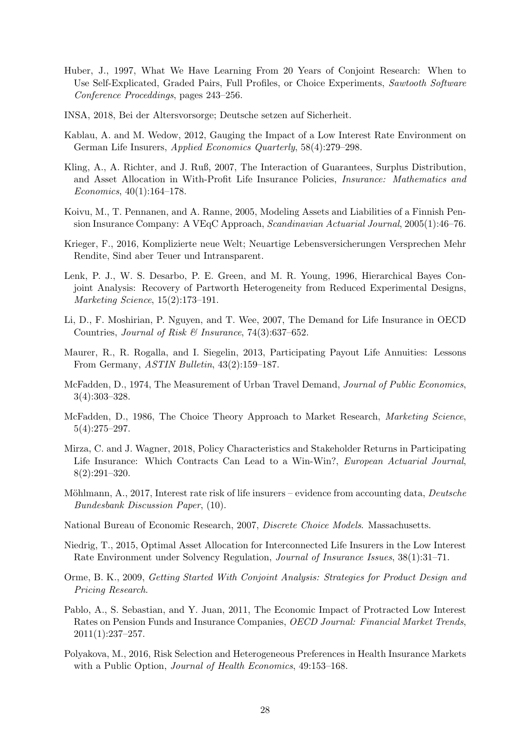Huber, J., 1997, What We Have Learning From 20 Years of Conjoint Research: When to Use Self-Explicated, Graded Pairs, Full Profiles, or Choice Experiments, *Sawtooth Software Conference Proceddings*, pages 243–256.

INSA, 2018, Bei der Altersvorsorge; Deutsche setzen auf Sicherheit.

Kablau, A. and M. Wedow, 2012, Gauging the Impact of a Low Interest Rate Environment on German Life Insurers, *Applied Economics Quarterly*, 58(4):279–298.

Kling, A., A. Richter, and J. Ruß, 2007, The Interaction of Guarantees, Surplus Distribution, and Asset Allocation in With-Profit Life Insurance Policies, *Insurance: Mathematics and Economics*, 40(1):164–178.

Koivu, M., T. Pennanen, and A. Ranne, 2005, Modeling Assets and Liabilities of a Finnish Pension Insurance Company: A VEqC Approach, *Scandinavian Actuarial Journal*, 2005(1):46–76.

Krieger, F., 2016, Komplizierte neue Welt; Neuartige Lebensversicherungen Versprechen Mehr Rendite, Sind aber Teuer und Intransparent.

Lenk, P. J., W. S. Desarbo, P. E. Green, and M. R. Young, 1996, Hierarchical Bayes Conjoint Analysis: Recovery of Partworth Heterogeneity from Reduced Experimental Designs, *Marketing Science*, 15(2):173–191.

Li, D., F. Moshirian, P. Nguyen, and T. Wee, 2007, The Demand for Life Insurance in OECD Countries, *Journal of Risk & Insurance*, 74(3):637–652.

Maurer, R., R. Rogalla, and I. Siegelin, 2013, Participating Payout Life Annuities: Lessons From Germany, *ASTIN Bulletin*, 43(2):159–187.

McFadden, D., 1974, The Measurement of Urban Travel Demand, *Journal of Public Economics*, 3(4):303–328.

McFadden, D., 1986, The Choice Theory Approach to Market Research, *Marketing Science*, 5(4):275–297.

Mirza, C. and J. Wagner, 2018, Policy Characteristics and Stakeholder Returns in Participating Life Insurance: Which Contracts Can Lead to a Win-Win?, *European Actuarial Journal*, 8(2):291–320.

Möhlmann, A., 2017, Interest rate risk of life insurers – evidence from accounting data, *Deutsche Bundesbank Discussion Paper*, (10).

National Bureau of Economic Research, 2007, *Discrete Choice Models*. Massachusetts.

Niedrig, T., 2015, Optimal Asset Allocation for Interconnected Life Insurers in the Low Interest Rate Environment under Solvency Regulation, *Journal of Insurance Issues*, 38(1):31–71.

Orme, B. K., 2009, *Getting Started With Conjoint Analysis: Strategies for Product Design and Pricing Research*.

Pablo, A., S. Sebastian, and Y. Juan, 2011, The Economic Impact of Protracted Low Interest Rates on Pension Funds and Insurance Companies, *OECD Journal: Financial Market Trends*, 2011(1):237–257.

Polyakova, M., 2016, Risk Selection and Heterogeneous Preferences in Health Insurance Markets with a Public Option, *Journal of Health Economics*, 49:153–168.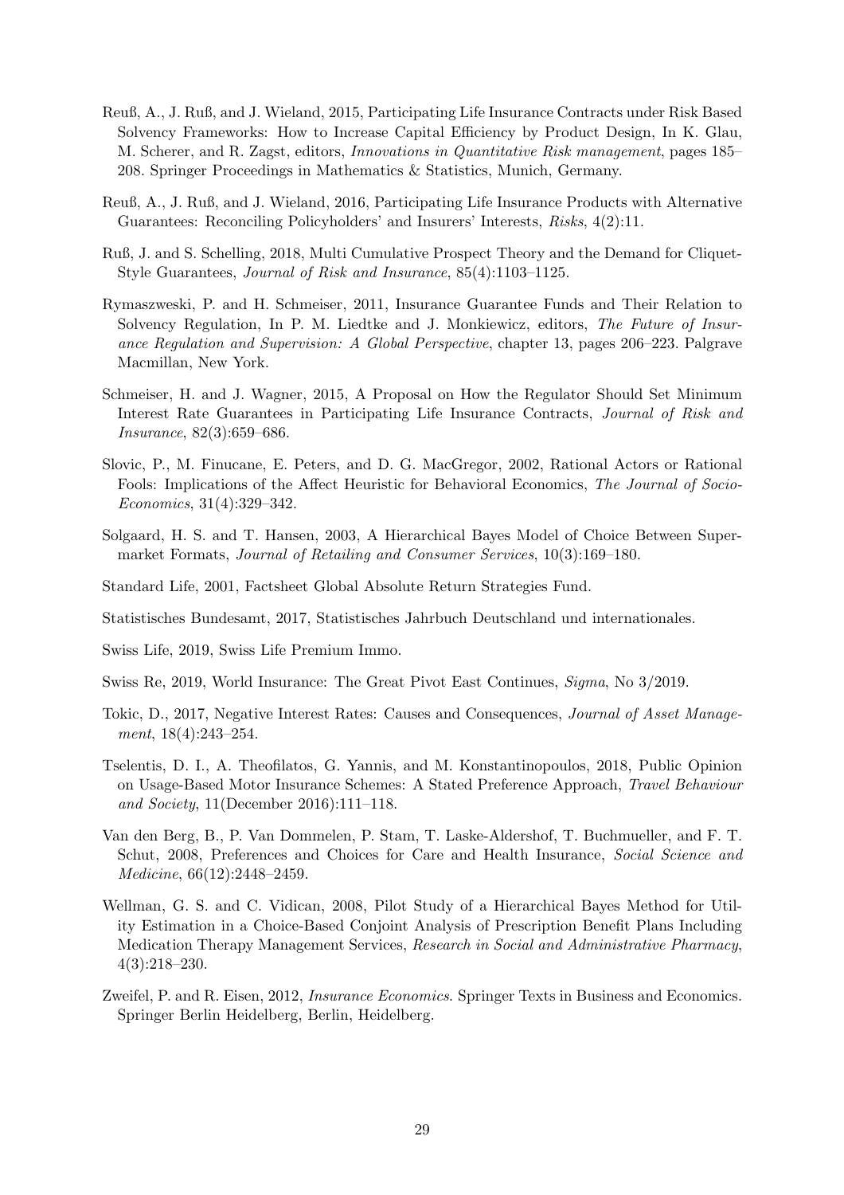Reuß, A., J. Ruß, and J. Wieland, 2015, Participating Life Insurance Contracts under Risk Based Solvency Frameworks: How to Increase Capital Efficiency by Product Design, In K. Glau, M. Scherer, and R. Zagst, editors, *Innovations in Quantitative Risk management*, pages 185–208. Springer Proceedings in Mathematics & Statistics, Munich, Germany.

Reuß, A., J. Ruß, and J. Wieland, 2016, Participating Life Insurance Products with Alternative Guarantees: Reconciling Policyholders' and Insurers' Interests, *Risks*, 4(2):11.

Ruß, J. and S. Schelling, 2018, Multi Cumulative Prospect Theory and the Demand for Cliquet-Style Guarantees, *Journal of Risk and Insurance*, 85(4):1103–1125.

Rymaszweski, P. and H. Schmeiser, 2011, Insurance Guarantee Funds and Their Relation to Solvency Regulation, In P. M. Liedtke and J. Monkiewicz, editors, *The Future of Insurance Regulation and Supervision: A Global Perspective*, chapter 13, pages 206–223. Palgrave Macmillan, New York.

Schmeiser, H. and J. Wagner, 2015, A Proposal on How the Regulator Should Set Minimum Interest Rate Guarantees in Participating Life Insurance Contracts, *Journal of Risk and Insurance*, 82(3):659–686.

Slovic, P., M. Finucane, E. Peters, and D. G. MacGregor, 2002, Rational Actors or Rational Fools: Implications of the Affect Heuristic for Behavioral Economics, *The Journal of Socio-Economics*, 31(4):329–342.

Solgaard, H. S. and T. Hansen, 2003, A Hierarchical Bayes Model of Choice Between Supermarket Formats, *Journal of Retailing and Consumer Services*, 10(3):169–180.

Standard Life, 2001, Factsheet Global Absolute Return Strategies Fund.

Statistisches Bundesamt, 2017, Statistisches Jahrbuch Deutschland und internationales.

Swiss Life, 2019, Swiss Life Premium Immo.

Swiss Re, 2019, World Insurance: The Great Pivot East Continues, *Sigma*, No 3/2019.

Tokic, D., 2017, Negative Interest Rates: Causes and Consequences, *Journal of Asset Management*, 18(4):243–254.

Tselentis, D. I., A. Theofilatos, G. Yannis, and M. Konstantinopoulos, 2018, Public Opinion on Usage-Based Motor Insurance Schemes: A Stated Preference Approach, *Travel Behaviour and Society*, 11(December 2016):111–118.

Van den Berg, B., P. Van Dommelen, P. Stam, T. Laske-Aldershof, T. Buchmueller, and F. T. Schut, 2008, Preferences and Choices for Care and Health Insurance, *Social Science and Medicine*, 66(12):2448–2459.

Wellman, G. S. and C. Vidican, 2008, Pilot Study of a Hierarchical Bayes Method for Utility Estimation in a Choice-Based Conjoint Analysis of Prescription Benefit Plans Including Medication Therapy Management Services, *Research in Social and Administrative Pharmacy*, 4(3):218–230.

Zweifel, P. and R. Eisen, 2012, *Insurance Economics*. Springer Texts in Business and Economics. Springer Berlin Heidelberg, Berlin, Heidelberg.